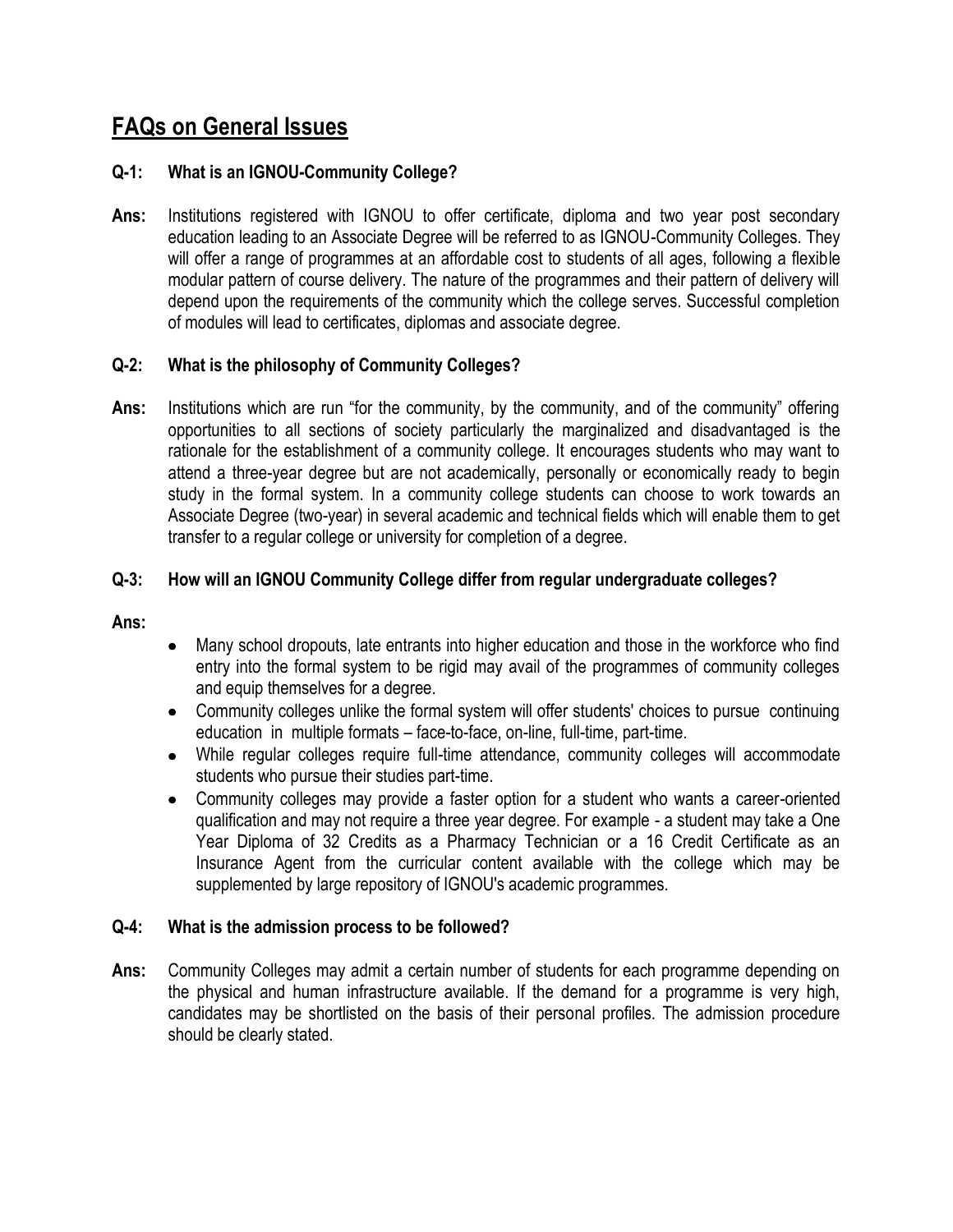# FAQs on General Issues

**Q-1: What is an IGNOU-Community College?**

**Ans:** Institutions registered with IGNOU to offer certificate, diploma and two year post secondary education leading to an Associate Degree will be referred to as IGNOU-Community Colleges. They will offer a range of programmes at an affordable cost to students of all ages, following a flexible modular pattern of course delivery. The nature of the programmes and their pattern of delivery will depend upon the requirements of the community which the college serves. Successful completion of modules will lead to certificates, diplomas and associate degree.

**Q-2: What is the philosophy of Community Colleges?**

**Ans:** Institutions which are run "for the community, by the community, and of the community" offering opportunities to all sections of society particularly the marginalized and disadvantaged is the rationale for the establishment of a community college. It encourages students who may want to attend a three-year degree but are not academically, personally or economically ready to begin study in the formal system. In a community college students can choose to work towards an Associate Degree (two-year) in several academic and technical fields which will enable them to get transfer to a regular college or university for completion of a degree.

**Q-3: How will an IGNOU Community College differ from regular undergraduate colleges?**

**Ans:**

- Many school dropouts, late entrants into higher education and those in the workforce who find entry into the formal system to be rigid may avail of the programmes of community colleges and equip themselves for a degree.
- Community colleges unlike the formal system will offer students' choices to pursue continuing education in multiple formats – face-to-face, on-line, full-time, part-time.
- While regular colleges require full-time attendance, community colleges will accommodate students who pursue their studies part-time.
- Community colleges may provide a faster option for a student who wants a career-oriented qualification and may not require a three year degree. For example - a student may take a One Year Diploma of 32 Credits as a Pharmacy Technician or a 16 Credit Certificate as an Insurance Agent from the curricular content available with the college which may be supplemented by large repository of IGNOU's academic programmes.

**Q-4: What is the admission process to be followed?**

**Ans:** Community Colleges may admit a certain number of students for each programme depending on the physical and human infrastructure available. If the demand for a programme is very high, candidates may be shortlisted on the basis of their personal profiles. The admission procedure should be clearly stated.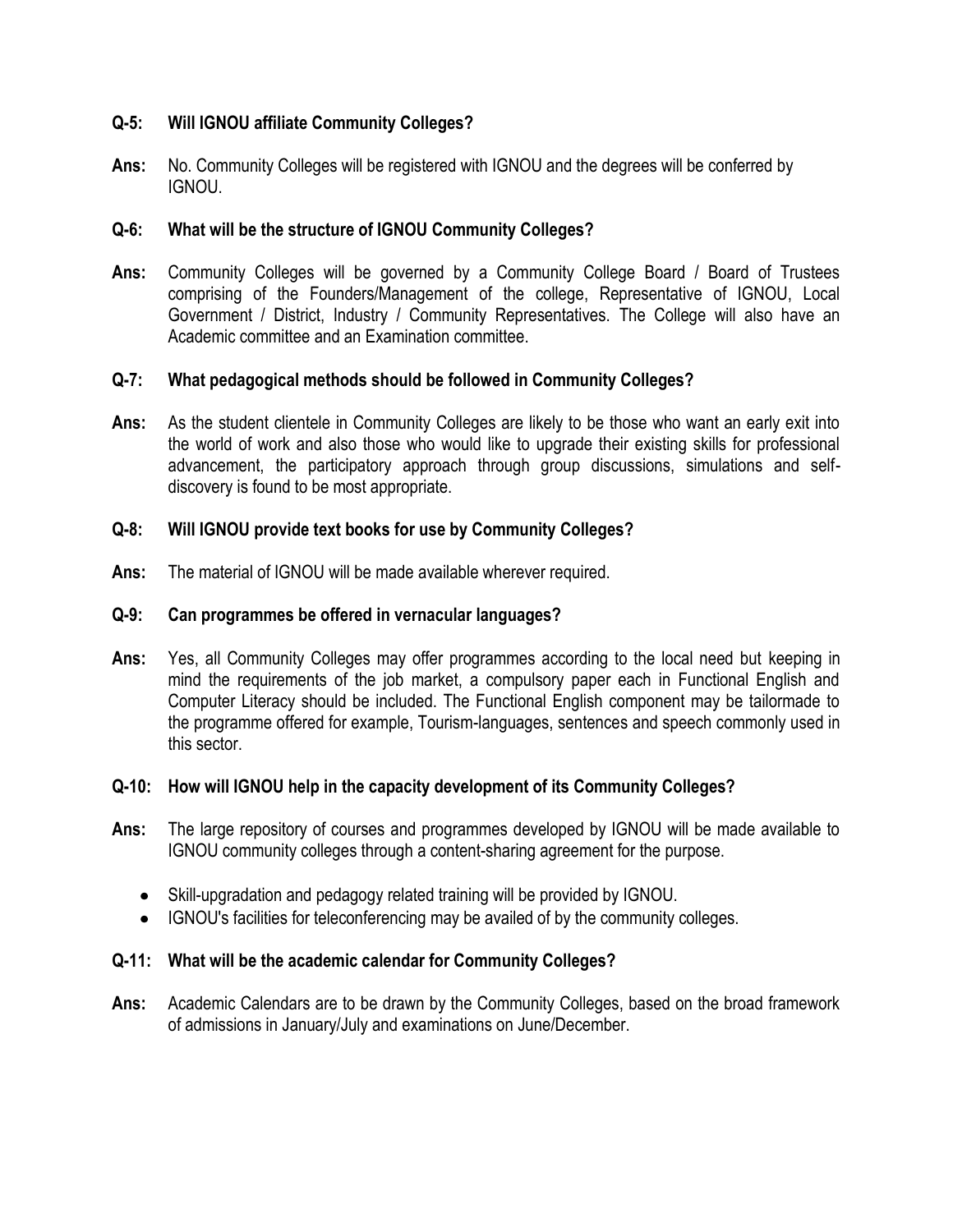**Q-5: Will IGNOU affiliate Community Colleges?**

**Ans:** No. Community Colleges will be registered with IGNOU and the degrees will be conferred by IGNOU.

**Q-6: What will be the structure of IGNOU Community Colleges?**

**Ans:** Community Colleges will be governed by a Community College Board / Board of Trustees comprising of the Founders/Management of the college, Representative of IGNOU, Local Government / District, Industry / Community Representatives. The College will also have an Academic committee and an Examination committee.

**Q-7: What pedagogical methods should be followed in Community Colleges?**

**Ans:** As the student clientele in Community Colleges are likely to be those who want an early exit into the world of work and also those who would like to upgrade their existing skills for professional advancement, the participatory approach through group discussions, simulations and self-discovery is found to be most appropriate.

**Q-8: Will IGNOU provide text books for use by Community Colleges?**

**Ans:** The material of IGNOU will be made available wherever required.

**Q-9: Can programmes be offered in vernacular languages?**

**Ans:** Yes, all Community Colleges may offer programmes according to the local need but keeping in mind the requirements of the job market, a compulsory paper each in Functional English and Computer Literacy should be included. The Functional English component may be tailormade to the programme offered for example, Tourism-languages, sentences and speech commonly used in this sector.

**Q-10: How will IGNOU help in the capacity development of its Community Colleges?**

**Ans:** The large repository of courses and programmes developed by IGNOU will be made available to IGNOU community colleges through a content-sharing agreement for the purpose.

- Skill-upgradation and pedagogy related training will be provided by IGNOU.
- IGNOU's facilities for teleconferencing may be availed of by the community colleges.

**Q-11: What will be the academic calendar for Community Colleges?**

**Ans:** Academic Calendars are to be drawn by the Community Colleges, based on the broad framework of admissions in January/July and examinations on June/December.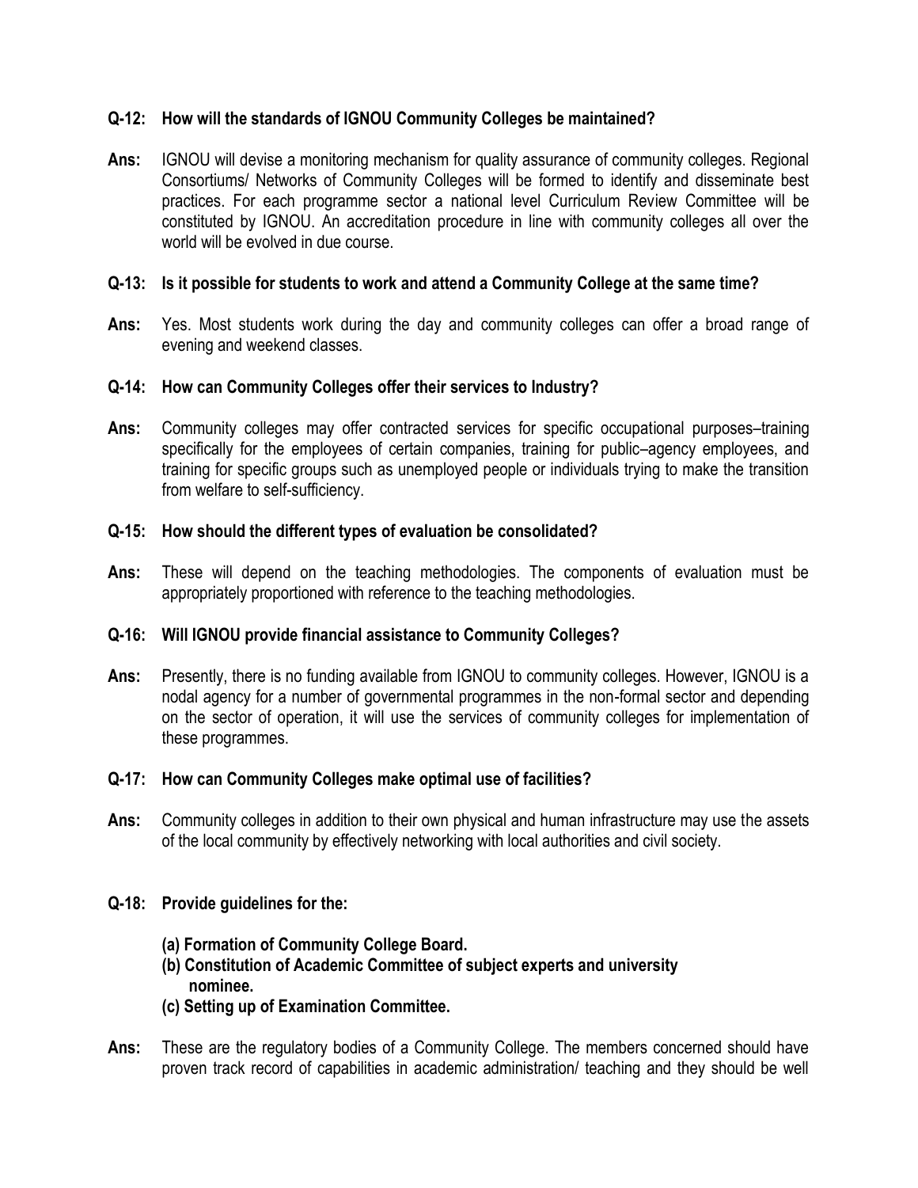**Q-12: How will the standards of IGNOU Community Colleges be maintained?**

**Ans:** IGNOU will devise a monitoring mechanism for quality assurance of community colleges. Regional Consortiums/ Networks of Community Colleges will be formed to identify and disseminate best practices. For each programme sector a national level Curriculum Review Committee will be constituted by IGNOU. An accreditation procedure in line with community colleges all over the world will be evolved in due course.

**Q-13: Is it possible for students to work and attend a Community College at the same time?**

**Ans:** Yes. Most students work during the day and community colleges can offer a broad range of evening and weekend classes.

**Q-14: How can Community Colleges offer their services to Industry?**

**Ans:** Community colleges may offer contracted services for specific occupational purposes–training specifically for the employees of certain companies, training for public–agency employees, and training for specific groups such as unemployed people or individuals trying to make the transition from welfare to self-sufficiency.

**Q-15: How should the different types of evaluation be consolidated?**

**Ans:** These will depend on the teaching methodologies. The components of evaluation must be appropriately proportioned with reference to the teaching methodologies.

**Q-16: Will IGNOU provide financial assistance to Community Colleges?**

**Ans:** Presently, there is no funding available from IGNOU to community colleges. However, IGNOU is a nodal agency for a number of governmental programmes in the non-formal sector and depending on the sector of operation, it will use the services of community colleges for implementation of these programmes.

**Q-17: How can Community Colleges make optimal use of facilities?**

**Ans:** Community colleges in addition to their own physical and human infrastructure may use the assets of the local community by effectively networking with local authorities and civil society.

**Q-18: Provide guidelines for the:**

**(a) Formation of Community College Board.**
**(b) Constitution of Academic Committee of subject experts and university nominee.**
**(c) Setting up of Examination Committee.**

**Ans:** These are the regulatory bodies of a Community College. The members concerned should have proven track record of capabilities in academic administration/ teaching and they should be well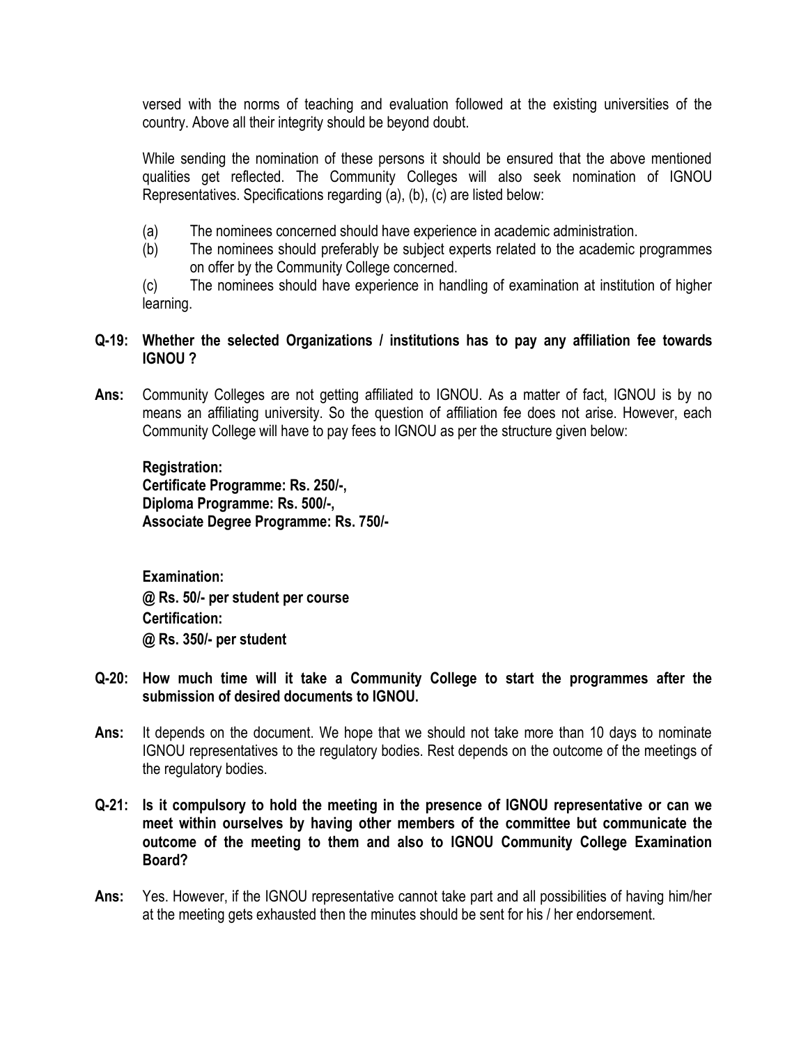versed with the norms of teaching and evaluation followed at the existing universities of the country. Above all their integrity should be beyond doubt.

While sending the nomination of these persons it should be ensured that the above mentioned qualities get reflected. The Community Colleges will also seek nomination of IGNOU Representatives. Specifications regarding (a), (b), (c) are listed below:

(a) The nominees concerned should have experience in academic administration.

(b) The nominees should preferably be subject experts related to the academic programmes on offer by the Community College concerned.

(c) The nominees should have experience in handling of examination at institution of higher learning.

**Q-19: Whether the selected Organizations / institutions has to pay any affiliation fee towards IGNOU ?**

**Ans:** Community Colleges are not getting affiliated to IGNOU. As a matter of fact, IGNOU is by no means an affiliating university. So the question of affiliation fee does not arise. However, each Community College will have to pay fees to IGNOU as per the structure given below:

**Registration:**
**Certificate Programme: Rs. 250/-,**
**Diploma Programme: Rs. 500/-,**
**Associate Degree Programme: Rs. 750/-**

**Examination:**
**@ Rs. 50/- per student per course**
**Certification:**
**@ Rs. 350/- per student**

**Q-20: How much time will it take a Community College to start the programmes after the submission of desired documents to IGNOU.**

**Ans:** It depends on the document. We hope that we should not take more than 10 days to nominate IGNOU representatives to the regulatory bodies. Rest depends on the outcome of the meetings of the regulatory bodies.

**Q-21: Is it compulsory to hold the meeting in the presence of IGNOU representative or can we meet within ourselves by having other members of the committee but communicate the outcome of the meeting to them and also to IGNOU Community College Examination Board?**

**Ans:** Yes. However, if the IGNOU representative cannot take part and all possibilities of having him/her at the meeting gets exhausted then the minutes should be sent for his / her endorsement.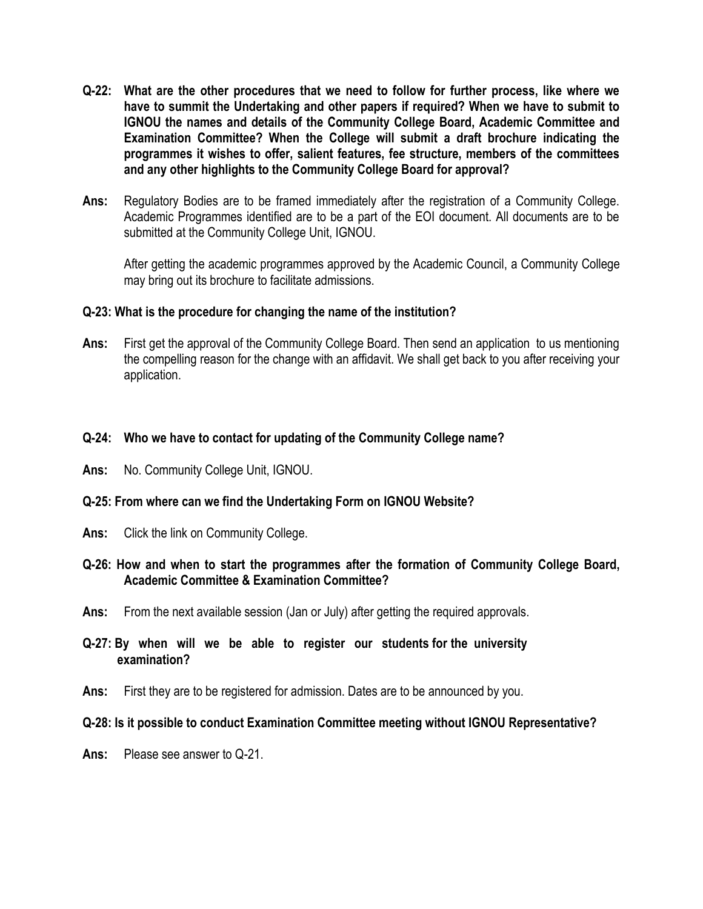**Q-22: What are the other procedures that we need to follow for further process, like where we have to summit the Undertaking and other papers if required? When we have to submit to IGNOU the names and details of the Community College Board, Academic Committee and Examination Committee? When the College will submit a draft brochure indicating the programmes it wishes to offer, salient features, fee structure, members of the committees and any other highlights to the Community College Board for approval?**

**Ans:** Regulatory Bodies are to be framed immediately after the registration of a Community College. Academic Programmes identified are to be a part of the EOI document. All documents are to be submitted at the Community College Unit, IGNOU.

After getting the academic programmes approved by the Academic Council, a Community College may bring out its brochure to facilitate admissions.

**Q-23: What is the procedure for changing the name of the institution?**

**Ans:** First get the approval of the Community College Board. Then send an application to us mentioning the compelling reason for the change with an affidavit. We shall get back to you after receiving your application.

**Q-24: Who we have to contact for updating of the Community College name?**

**Ans:** No. Community College Unit, IGNOU.

**Q-25: From where can we find the Undertaking Form on IGNOU Website?**

**Ans:** Click the link on Community College.

**Q-26: How and when to start the programmes after the formation of Community College Board, Academic Committee & Examination Committee?**

**Ans:** From the next available session (Jan or July) after getting the required approvals.

**Q-27: By when will we be able to register our students for the university examination?**

**Ans:** First they are to be registered for admission. Dates are to be announced by you.

**Q-28: Is it possible to conduct Examination Committee meeting without IGNOU Representative?**

**Ans:** Please see answer to Q-21.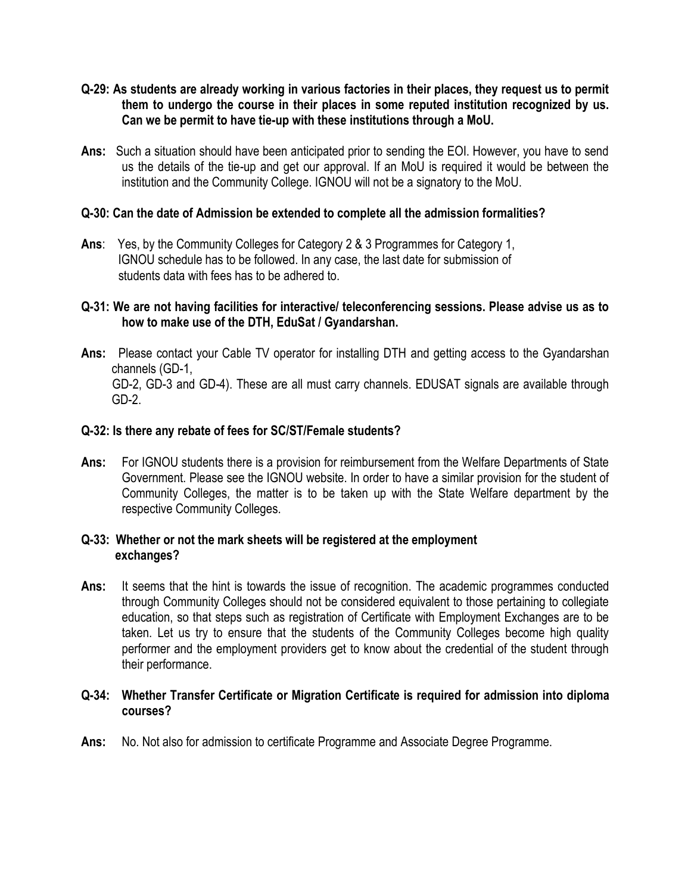**Q-29: As students are already working in various factories in their places, they request us to permit them to undergo the course in their places in some reputed institution recognized by us. Can we be permit to have tie-up with these institutions through a MoU.**

**Ans:** Such a situation should have been anticipated prior to sending the EOI. However, you have to send us the details of the tie-up and get our approval. If an MoU is required it would be between the institution and the Community College. IGNOU will not be a signatory to the MoU.

**Q-30: Can the date of Admission be extended to complete all the admission formalities?**

**Ans**: Yes, by the Community Colleges for Category 2 & 3 Programmes for Category 1, IGNOU schedule has to be followed. In any case, the last date for submission of students data with fees has to be adhered to.

**Q-31: We are not having facilities for interactive/ teleconferencing sessions. Please advise us as to how to make use of the DTH, EduSat / Gyandarshan.**

**Ans:** Please contact your Cable TV operator for installing DTH and getting access to the Gyandarshan channels (GD-1, GD-2, GD-3 and GD-4). These are all must carry channels. EDUSAT signals are available through GD-2.

**Q-32: Is there any rebate of fees for SC/ST/Female students?**

**Ans:** For IGNOU students there is a provision for reimbursement from the Welfare Departments of State Government. Please see the IGNOU website. In order to have a similar provision for the student of Community Colleges, the matter is to be taken up with the State Welfare department by the respective Community Colleges.

**Q-33: Whether or not the mark sheets will be registered at the employment exchanges?**

**Ans:** It seems that the hint is towards the issue of recognition. The academic programmes conducted through Community Colleges should not be considered equivalent to those pertaining to collegiate education, so that steps such as registration of Certificate with Employment Exchanges are to be taken. Let us try to ensure that the students of the Community Colleges become high quality performer and the employment providers get to know about the credential of the student through their performance.

**Q-34: Whether Transfer Certificate or Migration Certificate is required for admission into diploma courses?**

**Ans:** No. Not also for admission to certificate Programme and Associate Degree Programme.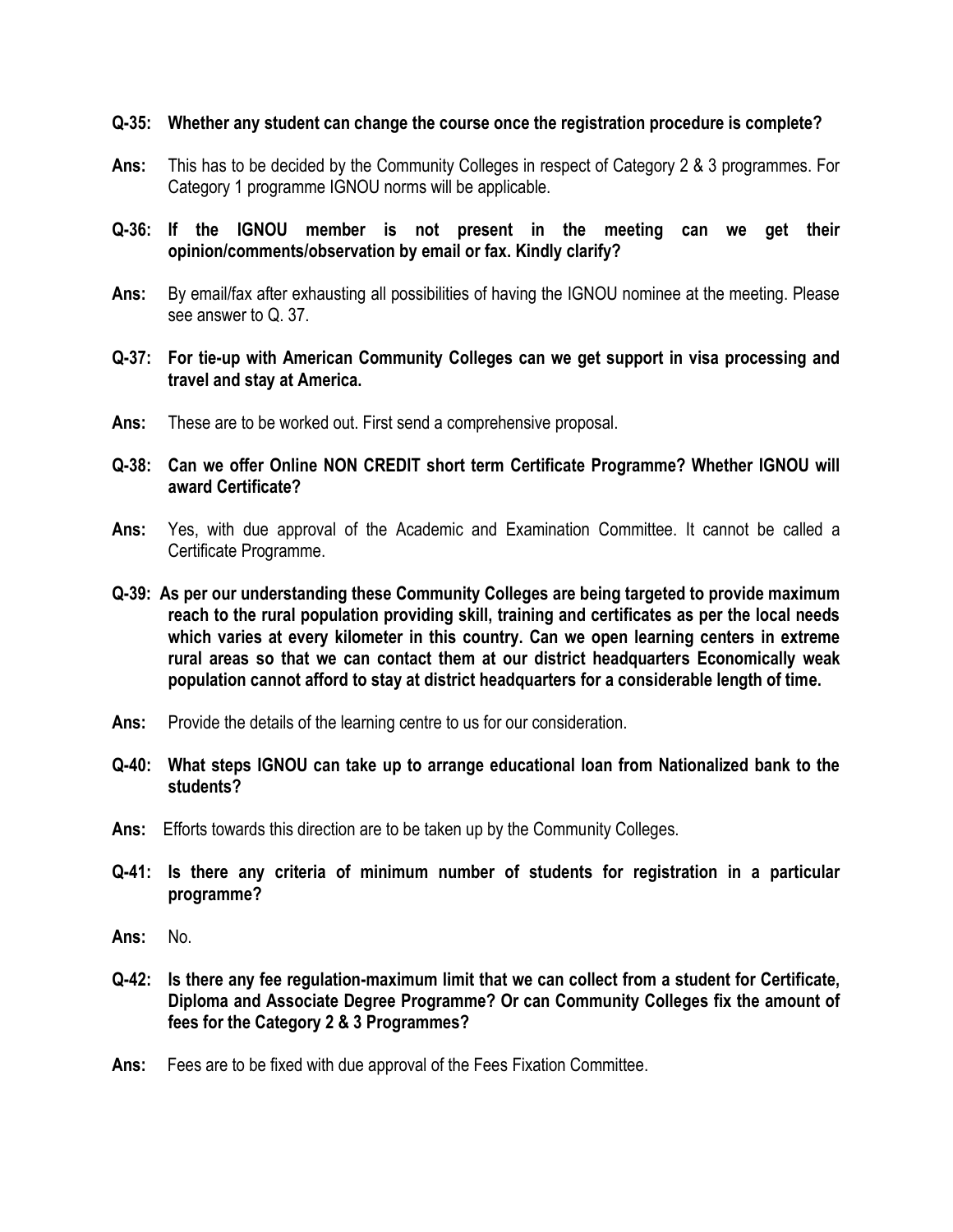**Q-35: Whether any student can change the course once the registration procedure is complete?**

**Ans:** This has to be decided by the Community Colleges in respect of Category 2 & 3 programmes. For Category 1 programme IGNOU norms will be applicable.

**Q-36: If the IGNOU member is not present in the meeting can we get their opinion/comments/observation by email or fax. Kindly clarify?**

**Ans:** By email/fax after exhausting all possibilities of having the IGNOU nominee at the meeting. Please see answer to Q. 37.

**Q-37: For tie-up with American Community Colleges can we get support in visa processing and travel and stay at America.**

**Ans:** These are to be worked out. First send a comprehensive proposal.

**Q-38: Can we offer Online NON CREDIT short term Certificate Programme? Whether IGNOU will award Certificate?**

**Ans:** Yes, with due approval of the Academic and Examination Committee. It cannot be called a Certificate Programme.

**Q-39: As per our understanding these Community Colleges are being targeted to provide maximum reach to the rural population providing skill, training and certificates as per the local needs which varies at every kilometer in this country. Can we open learning centers in extreme rural areas so that we can contact them at our district headquarters Economically weak population cannot afford to stay at district headquarters for a considerable length of time.**

**Ans:** Provide the details of the learning centre to us for our consideration.

**Q-40: What steps IGNOU can take up to arrange educational loan from Nationalized bank to the students?**

**Ans:** Efforts towards this direction are to be taken up by the Community Colleges.

**Q-41: Is there any criteria of minimum number of students for registration in a particular programme?**

**Ans:** No.

**Q-42: Is there any fee regulation-maximum limit that we can collect from a student for Certificate, Diploma and Associate Degree Programme? Or can Community Colleges fix the amount of fees for the Category 2 & 3 Programmes?**

**Ans:** Fees are to be fixed with due approval of the Fees Fixation Committee.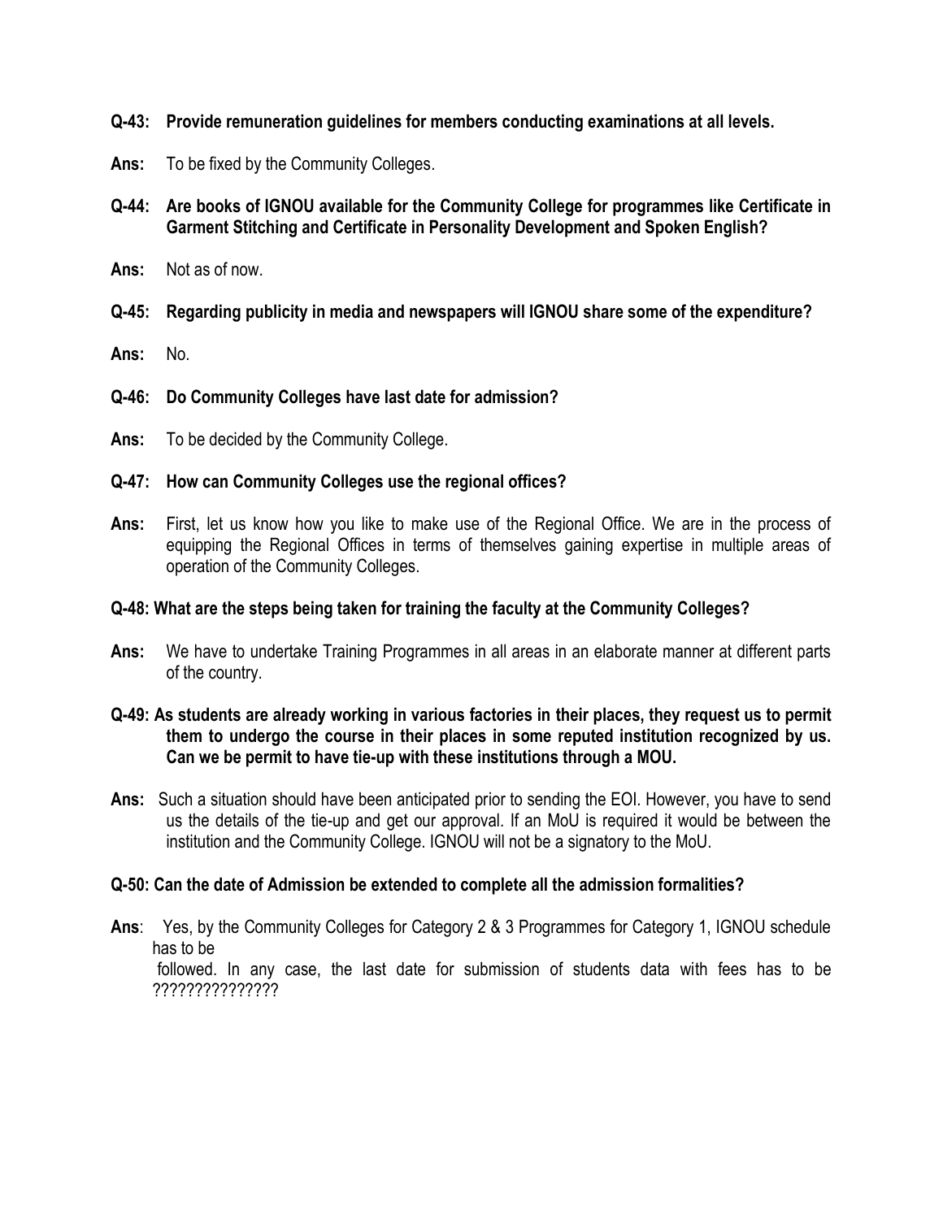**Q-43: Provide remuneration guidelines for members conducting examinations at all levels.**

**Ans:** To be fixed by the Community Colleges.

**Q-44: Are books of IGNOU available for the Community College for programmes like Certificate in Garment Stitching and Certificate in Personality Development and Spoken English?**

**Ans:** Not as of now.

**Q-45: Regarding publicity in media and newspapers will IGNOU share some of the expenditure?**

**Ans:** No.

**Q-46: Do Community Colleges have last date for admission?**

**Ans:** To be decided by the Community College.

**Q-47: How can Community Colleges use the regional offices?**

**Ans:** First, let us know how you like to make use of the Regional Office. We are in the process of equipping the Regional Offices in terms of themselves gaining expertise in multiple areas of operation of the Community Colleges.

**Q-48: What are the steps being taken for training the faculty at the Community Colleges?**

**Ans:** We have to undertake Training Programmes in all areas in an elaborate manner at different parts of the country.

**Q-49: As students are already working in various factories in their places, they request us to permit them to undergo the course in their places in some reputed institution recognized by us. Can we be permit to have tie-up with these institutions through a MOU.**

**Ans:** Such a situation should have been anticipated prior to sending the EOI. However, you have to send us the details of the tie-up and get our approval. If an MoU is required it would be between the institution and the Community College. IGNOU will not be a signatory to the MoU.

**Q-50: Can the date of Admission be extended to complete all the admission formalities?**

**Ans**: Yes, by the Community Colleges for Category 2 & 3 Programmes for Category 1, IGNOU schedule has to be followed. In any case, the last date for submission of students data with fees has to be ???????????????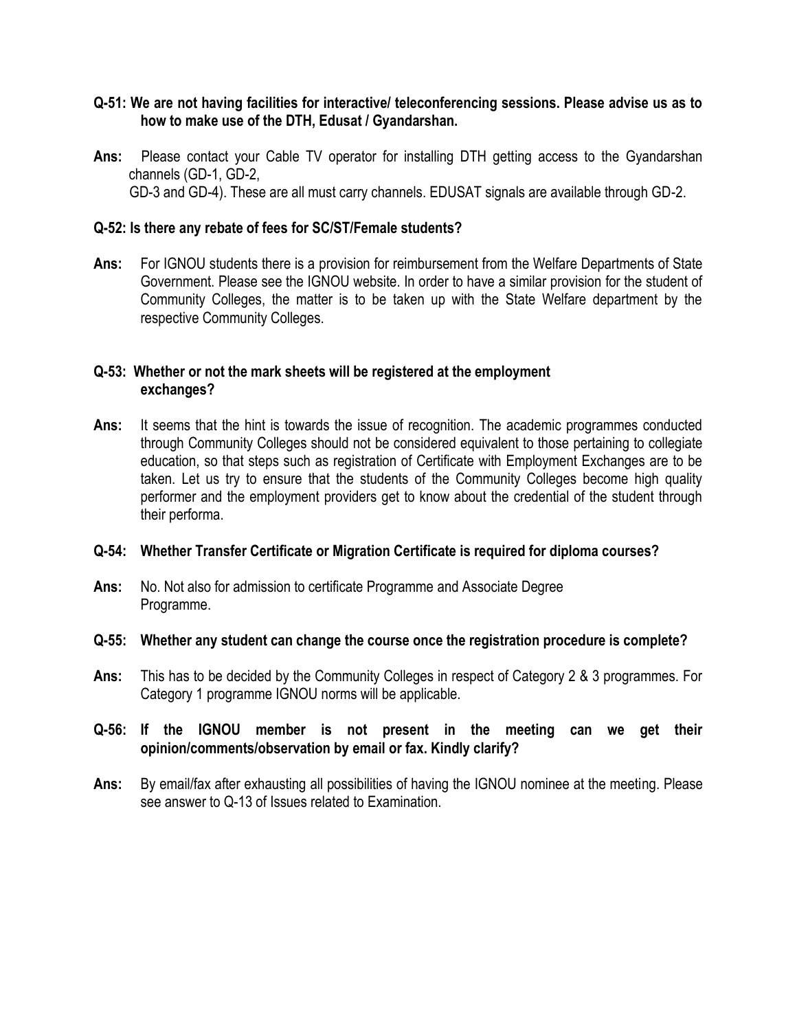**Q-51: We are not having facilities for interactive/ teleconferencing sessions. Please advise us as to how to make use of the DTH, Edusat / Gyandarshan.**

**Ans:** Please contact your Cable TV operator for installing DTH getting access to the Gyandarshan channels (GD-1, GD-2, GD-3 and GD-4). These are all must carry channels. EDUSAT signals are available through GD-2.

**Q-52: Is there any rebate of fees for SC/ST/Female students?**

**Ans:** For IGNOU students there is a provision for reimbursement from the Welfare Departments of State Government. Please see the IGNOU website. In order to have a similar provision for the student of Community Colleges, the matter is to be taken up with the State Welfare department by the respective Community Colleges.

**Q-53: Whether or not the mark sheets will be registered at the employment exchanges?**

**Ans:** It seems that the hint is towards the issue of recognition. The academic programmes conducted through Community Colleges should not be considered equivalent to those pertaining to collegiate education, so that steps such as registration of Certificate with Employment Exchanges are to be taken. Let us try to ensure that the students of the Community Colleges become high quality performer and the employment providers get to know about the credential of the student through their performa.

**Q-54: Whether Transfer Certificate or Migration Certificate is required for diploma courses?**

**Ans:** No. Not also for admission to certificate Programme and Associate Degree Programme.

**Q-55: Whether any student can change the course once the registration procedure is complete?**

**Ans:** This has to be decided by the Community Colleges in respect of Category 2 & 3 programmes. For Category 1 programme IGNOU norms will be applicable.

**Q-56: If the IGNOU member is not present in the meeting can we get their opinion/comments/observation by email or fax. Kindly clarify?**

**Ans:** By email/fax after exhausting all possibilities of having the IGNOU nominee at the meeting. Please see answer to Q-13 of Issues related to Examination.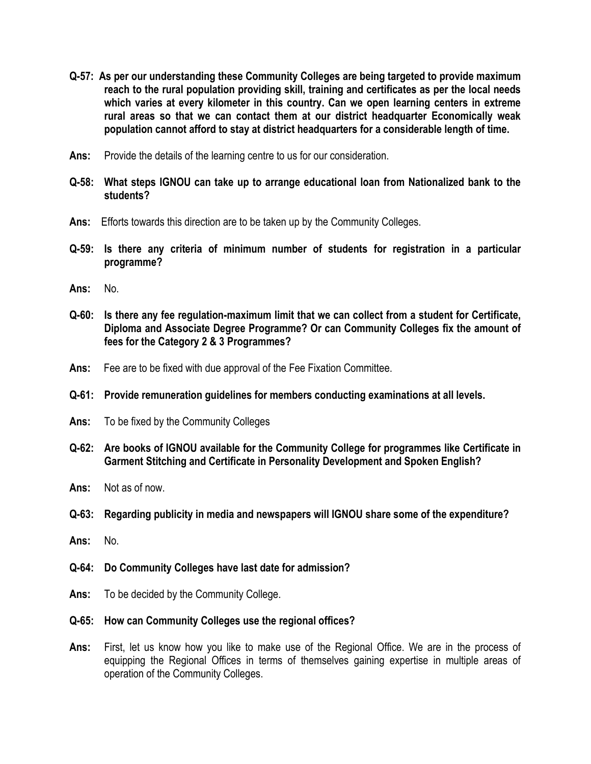**Q-57: As per our understanding these Community Colleges are being targeted to provide maximum reach to the rural population providing skill, training and certificates as per the local needs which varies at every kilometer in this country. Can we open learning centers in extreme rural areas so that we can contact them at our district headquarter Economically weak population cannot afford to stay at district headquarters for a considerable length of time.**

**Ans:** Provide the details of the learning centre to us for our consideration.

**Q-58: What steps IGNOU can take up to arrange educational loan from Nationalized bank to the students?**

**Ans:** Efforts towards this direction are to be taken up by the Community Colleges.

**Q-59: Is there any criteria of minimum number of students for registration in a particular programme?**

**Ans:** No.

**Q-60: Is there any fee regulation-maximum limit that we can collect from a student for Certificate, Diploma and Associate Degree Programme? Or can Community Colleges fix the amount of fees for the Category 2 & 3 Programmes?**

**Ans:** Fee are to be fixed with due approval of the Fee Fixation Committee.

**Q-61: Provide remuneration guidelines for members conducting examinations at all levels.**

**Ans:** To be fixed by the Community Colleges

**Q-62: Are books of IGNOU available for the Community College for programmes like Certificate in Garment Stitching and Certificate in Personality Development and Spoken English?**

**Ans:** Not as of now.

**Q-63: Regarding publicity in media and newspapers will IGNOU share some of the expenditure?**

**Ans:** No.

**Q-64: Do Community Colleges have last date for admission?**

**Ans:** To be decided by the Community College.

**Q-65: How can Community Colleges use the regional offices?**

**Ans:** First, let us know how you like to make use of the Regional Office. We are in the process of equipping the Regional Offices in terms of themselves gaining expertise in multiple areas of operation of the Community Colleges.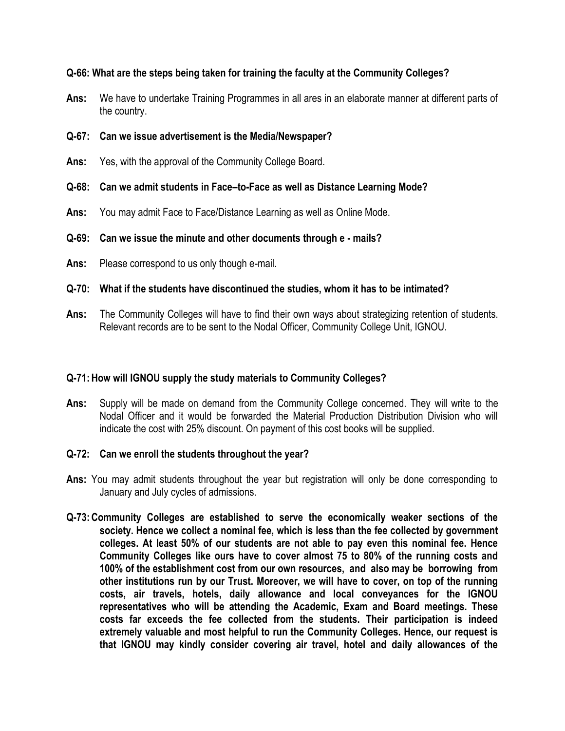**Q-66: What are the steps being taken for training the faculty at the Community Colleges?**

**Ans:** We have to undertake Training Programmes in all ares in an elaborate manner at different parts of the country.

**Q-67: Can we issue advertisement is the Media/Newspaper?**

**Ans:** Yes, with the approval of the Community College Board.

**Q-68: Can we admit students in Face–to-Face as well as Distance Learning Mode?**

**Ans:** You may admit Face to Face/Distance Learning as well as Online Mode.

**Q-69: Can we issue the minute and other documents through e - mails?**

**Ans:** Please correspond to us only though e-mail.

**Q-70: What if the students have discontinued the studies, whom it has to be intimated?**

**Ans:** The Community Colleges will have to find their own ways about strategizing retention of students. Relevant records are to be sent to the Nodal Officer, Community College Unit, IGNOU.

**Q-71: How will IGNOU supply the study materials to Community Colleges?**

**Ans:** Supply will be made on demand from the Community College concerned. They will write to the Nodal Officer and it would be forwarded the Material Production Distribution Division who will indicate the cost with 25% discount. On payment of this cost books will be supplied.

**Q-72: Can we enroll the students throughout the year?**

**Ans:** You may admit students throughout the year but registration will only be done corresponding to January and July cycles of admissions.

**Q-73: Community Colleges are established to serve the economically weaker sections of the society. Hence we collect a nominal fee, which is less than the fee collected by government colleges. At least 50% of our students are not able to pay even this nominal fee. Hence Community Colleges like ours have to cover almost 75 to 80% of the running costs and 100% of the establishment cost from our own resources, and also may be borrowing from other institutions run by our Trust. Moreover, we will have to cover, on top of the running costs, air travels, hotels, daily allowance and local conveyances for the IGNOU representatives who will be attending the Academic, Exam and Board meetings. These costs far exceeds the fee collected from the students. Their participation is indeed extremely valuable and most helpful to run the Community Colleges. Hence, our request is that IGNOU may kindly consider covering air travel, hotel and daily allowances of the**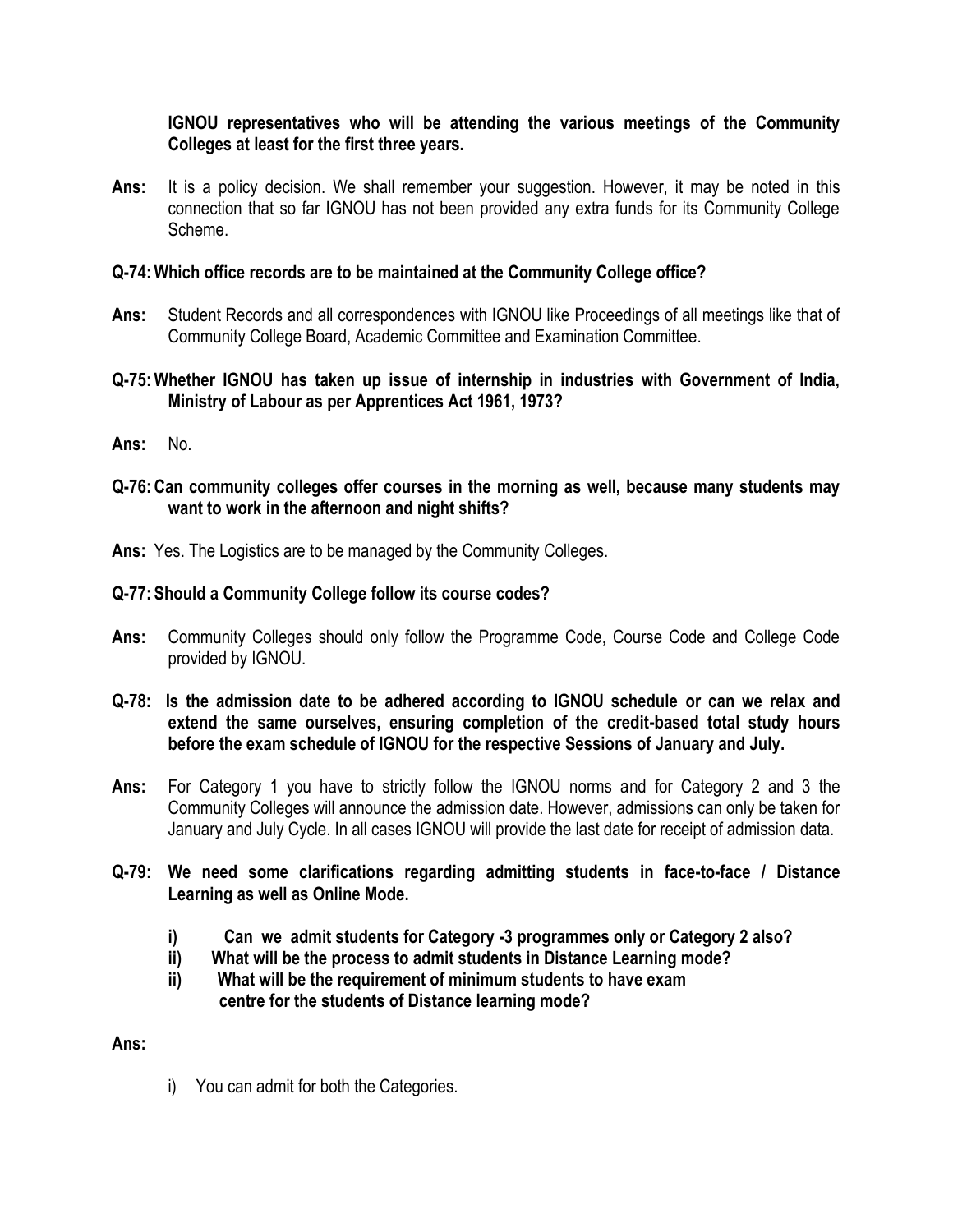**IGNOU representatives who will be attending the various meetings of the Community Colleges at least for the first three years.**

**Ans:** It is a policy decision. We shall remember your suggestion. However, it may be noted in this connection that so far IGNOU has not been provided any extra funds for its Community College Scheme.

**Q-74: Which office records are to be maintained at the Community College office?**

**Ans:** Student Records and all correspondences with IGNOU like Proceedings of all meetings like that of Community College Board, Academic Committee and Examination Committee.

**Q-75: Whether IGNOU has taken up issue of internship in industries with Government of India, Ministry of Labour as per Apprentices Act 1961, 1973?**

**Ans:** No.

**Q-76: Can community colleges offer courses in the morning as well, because many students may want to work in the afternoon and night shifts?**

**Ans:** Yes. The Logistics are to be managed by the Community Colleges.

**Q-77: Should a Community College follow its course codes?**

**Ans:** Community Colleges should only follow the Programme Code, Course Code and College Code provided by IGNOU.

**Q-78: Is the admission date to be adhered according to IGNOU schedule or can we relax and extend the same ourselves, ensuring completion of the credit-based total study hours before the exam schedule of IGNOU for the respective Sessions of January and July.**

**Ans:** For Category 1 you have to strictly follow the IGNOU norms and for Category 2 and 3 the Community Colleges will announce the admission date. However, admissions can only be taken for January and July Cycle. In all cases IGNOU will provide the last date for receipt of admission data.

**Q-79: We need some clarifications regarding admitting students in face-to-face / Distance Learning as well as Online Mode.**

- **i) Can we admit students for Category -3 programmes only or Category 2 also?**
- **ii) What will be the process to admit students in Distance Learning mode?**
- **ii) What will be the requirement of minimum students to have exam centre for the students of Distance learning mode?**

**Ans:**

i) You can admit for both the Categories.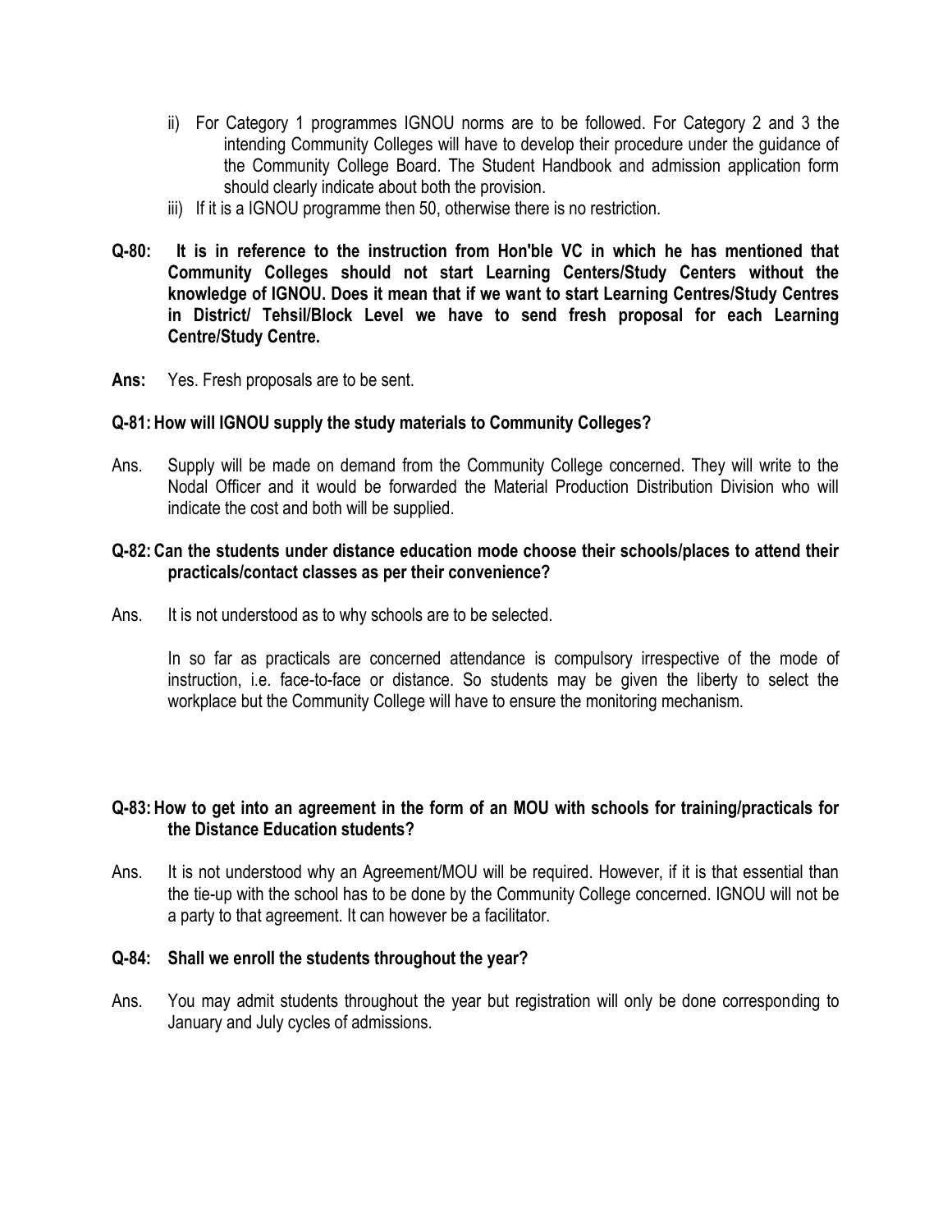ii) For Category 1 programmes IGNOU norms are to be followed. For Category 2 and 3 the intending Community Colleges will have to develop their procedure under the guidance of the Community College Board. The Student Handbook and admission application form should clearly indicate about both the provision.

iii) If it is a IGNOU programme then 50, otherwise there is no restriction.

**Q-80: It is in reference to the instruction from Hon'ble VC in which he has mentioned that Community Colleges should not start Learning Centers/Study Centers without the knowledge of IGNOU. Does it mean that if we want to start Learning Centres/Study Centres in District/ Tehsil/Block Level we have to send fresh proposal for each Learning Centre/Study Centre.**

**Ans:** Yes. Fresh proposals are to be sent.

**Q-81: How will IGNOU supply the study materials to Community Colleges?**

Ans. Supply will be made on demand from the Community College concerned. They will write to the Nodal Officer and it would be forwarded the Material Production Distribution Division who will indicate the cost and both will be supplied.

**Q-82: Can the students under distance education mode choose their schools/places to attend their practicals/contact classes as per their convenience?**

Ans. It is not understood as to why schools are to be selected.

In so far as practicals are concerned attendance is compulsory irrespective of the mode of instruction, i.e. face-to-face or distance. So students may be given the liberty to select the workplace but the Community College will have to ensure the monitoring mechanism.

**Q-83: How to get into an agreement in the form of an MOU with schools for training/practicals for the Distance Education students?**

Ans. It is not understood why an Agreement/MOU will be required. However, if it is that essential than the tie-up with the school has to be done by the Community College concerned. IGNOU will not be a party to that agreement. It can however be a facilitator.

**Q-84: Shall we enroll the students throughout the year?**

Ans. You may admit students throughout the year but registration will only be done corresponding to January and July cycles of admissions.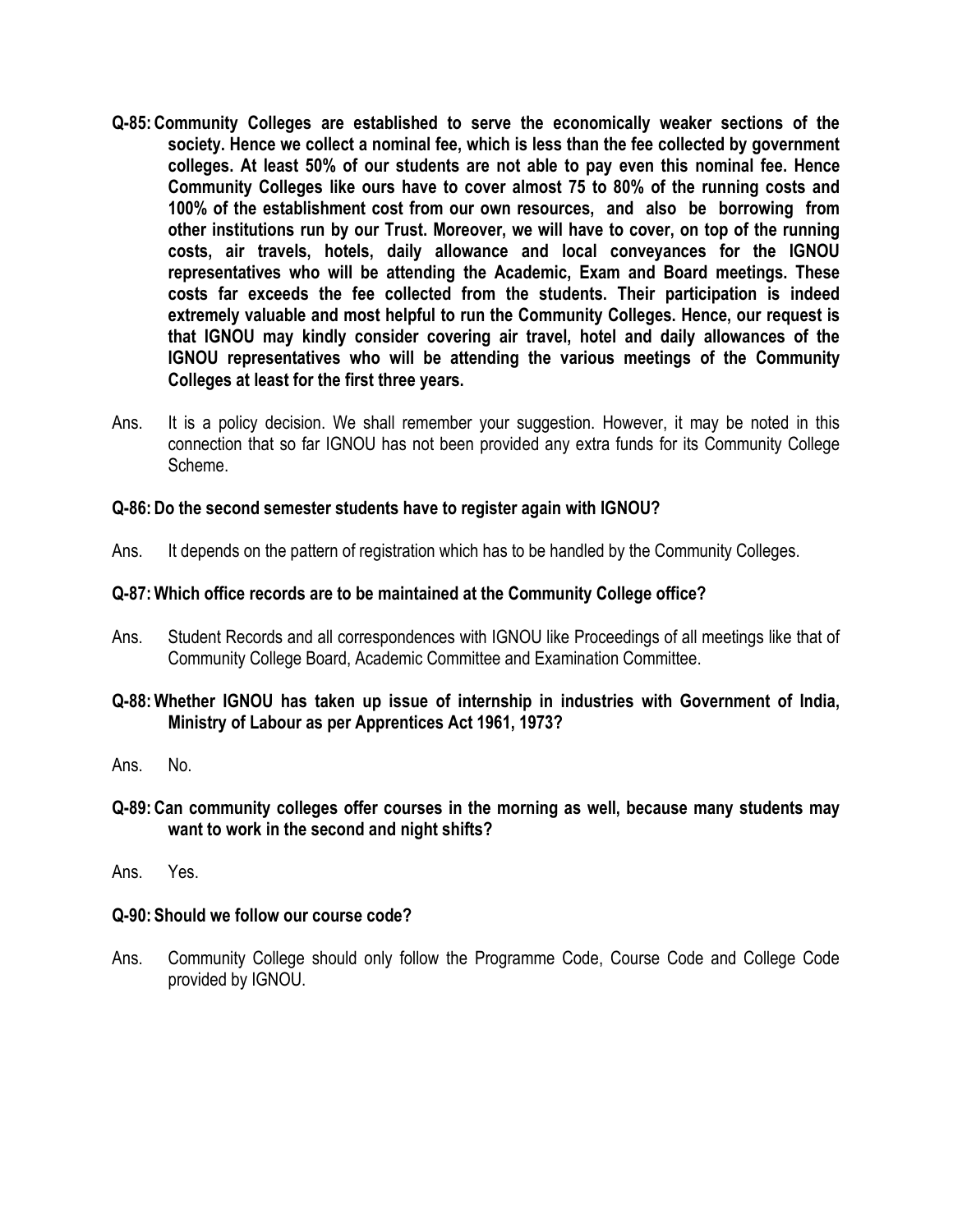**Q-85: Community Colleges are established to serve the economically weaker sections of the society. Hence we collect a nominal fee, which is less than the fee collected by government colleges. At least 50% of our students are not able to pay even this nominal fee. Hence Community Colleges like ours have to cover almost 75 to 80% of the running costs and 100% of the establishment cost from our own resources, and also be borrowing from other institutions run by our Trust. Moreover, we will have to cover, on top of the running costs, air travels, hotels, daily allowance and local conveyances for the IGNOU representatives who will be attending the Academic, Exam and Board meetings. These costs far exceeds the fee collected from the students. Their participation is indeed extremely valuable and most helpful to run the Community Colleges. Hence, our request is that IGNOU may kindly consider covering air travel, hotel and daily allowances of the IGNOU representatives who will be attending the various meetings of the Community Colleges at least for the first three years.**

Ans. It is a policy decision. We shall remember your suggestion. However, it may be noted in this connection that so far IGNOU has not been provided any extra funds for its Community College Scheme.

**Q-86: Do the second semester students have to register again with IGNOU?**

Ans. It depends on the pattern of registration which has to be handled by the Community Colleges.

**Q-87: Which office records are to be maintained at the Community College office?**

Ans. Student Records and all correspondences with IGNOU like Proceedings of all meetings like that of Community College Board, Academic Committee and Examination Committee.

**Q-88: Whether IGNOU has taken up issue of internship in industries with Government of India, Ministry of Labour as per Apprentices Act 1961, 1973?**

Ans. No.

**Q-89: Can community colleges offer courses in the morning as well, because many students may want to work in the second and night shifts?**

Ans. Yes.

**Q-90: Should we follow our course code?**

Ans. Community College should only follow the Programme Code, Course Code and College Code provided by IGNOU.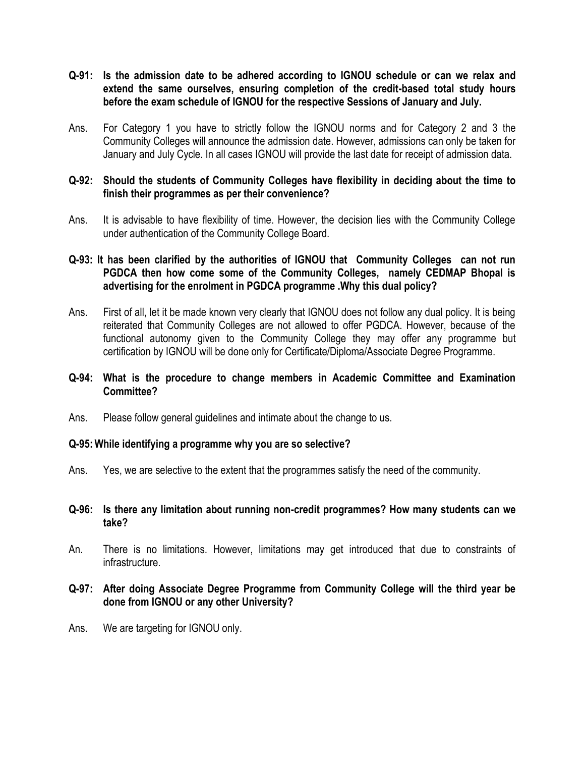**Q-91: Is the admission date to be adhered according to IGNOU schedule or can we relax and extend the same ourselves, ensuring completion of the credit-based total study hours before the exam schedule of IGNOU for the respective Sessions of January and July.**

Ans. For Category 1 you have to strictly follow the IGNOU norms and for Category 2 and 3 the Community Colleges will announce the admission date. However, admissions can only be taken for January and July Cycle. In all cases IGNOU will provide the last date for receipt of admission data.

**Q-92: Should the students of Community Colleges have flexibility in deciding about the time to finish their programmes as per their convenience?**

Ans. It is advisable to have flexibility of time. However, the decision lies with the Community College under authentication of the Community College Board.

**Q-93: It has been clarified by the authorities of IGNOU that Community Colleges can not run PGDCA then how come some of the Community Colleges, namely CEDMAP Bhopal is advertising for the enrolment in PGDCA programme .Why this dual policy?**

Ans. First of all, let it be made known very clearly that IGNOU does not follow any dual policy. It is being reiterated that Community Colleges are not allowed to offer PGDCA. However, because of the functional autonomy given to the Community College they may offer any programme but certification by IGNOU will be done only for Certificate/Diploma/Associate Degree Programme.

**Q-94: What is the procedure to change members in Academic Committee and Examination Committee?**

Ans. Please follow general guidelines and intimate about the change to us.

**Q-95: While identifying a programme why you are so selective?**

Ans. Yes, we are selective to the extent that the programmes satisfy the need of the community.

**Q-96: Is there any limitation about running non-credit programmes? How many students can we take?**

An. There is no limitations. However, limitations may get introduced that due to constraints of infrastructure.

**Q-97: After doing Associate Degree Programme from Community College will the third year be done from IGNOU or any other University?**

Ans. We are targeting for IGNOU only.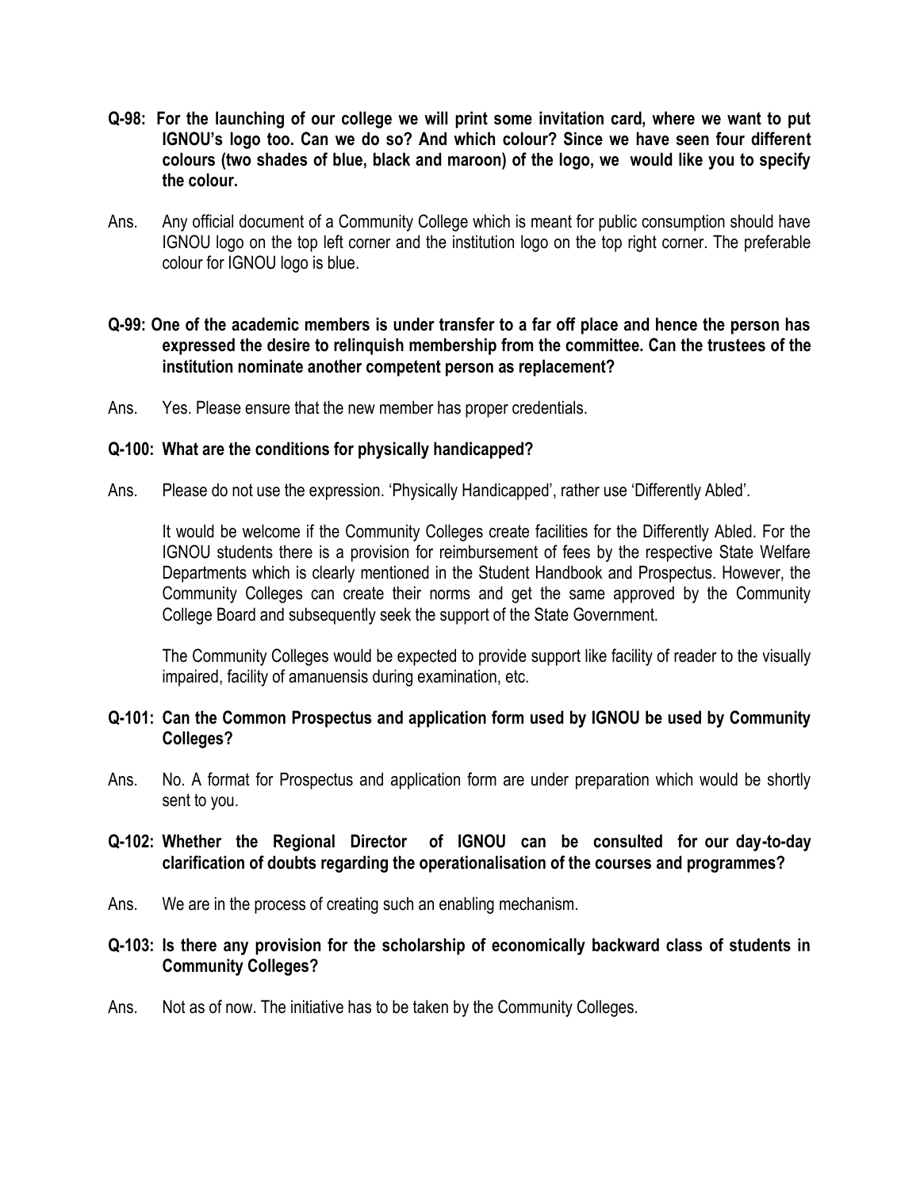**Q-98: For the launching of our college we will print some invitation card, where we want to put IGNOU's logo too. Can we do so? And which colour? Since we have seen four different colours (two shades of blue, black and maroon) of the logo, we would like you to specify the colour.**

Ans. Any official document of a Community College which is meant for public consumption should have IGNOU logo on the top left corner and the institution logo on the top right corner. The preferable colour for IGNOU logo is blue.

**Q-99: One of the academic members is under transfer to a far off place and hence the person has expressed the desire to relinquish membership from the committee. Can the trustees of the institution nominate another competent person as replacement?**

Ans. Yes. Please ensure that the new member has proper credentials.

**Q-100: What are the conditions for physically handicapped?**

Ans. Please do not use the expression. 'Physically Handicapped', rather use 'Differently Abled'.

It would be welcome if the Community Colleges create facilities for the Differently Abled. For the IGNOU students there is a provision for reimbursement of fees by the respective State Welfare Departments which is clearly mentioned in the Student Handbook and Prospectus. However, the Community Colleges can create their norms and get the same approved by the Community College Board and subsequently seek the support of the State Government.

The Community Colleges would be expected to provide support like facility of reader to the visually impaired, facility of amanuensis during examination, etc.

**Q-101: Can the Common Prospectus and application form used by IGNOU be used by Community Colleges?**

Ans. No. A format for Prospectus and application form are under preparation which would be shortly sent to you.

**Q-102: Whether the Regional Director of IGNOU can be consulted for our day-to-day clarification of doubts regarding the operationalisation of the courses and programmes?**

Ans. We are in the process of creating such an enabling mechanism.

**Q-103: Is there any provision for the scholarship of economically backward class of students in Community Colleges?**

Ans. Not as of now. The initiative has to be taken by the Community Colleges.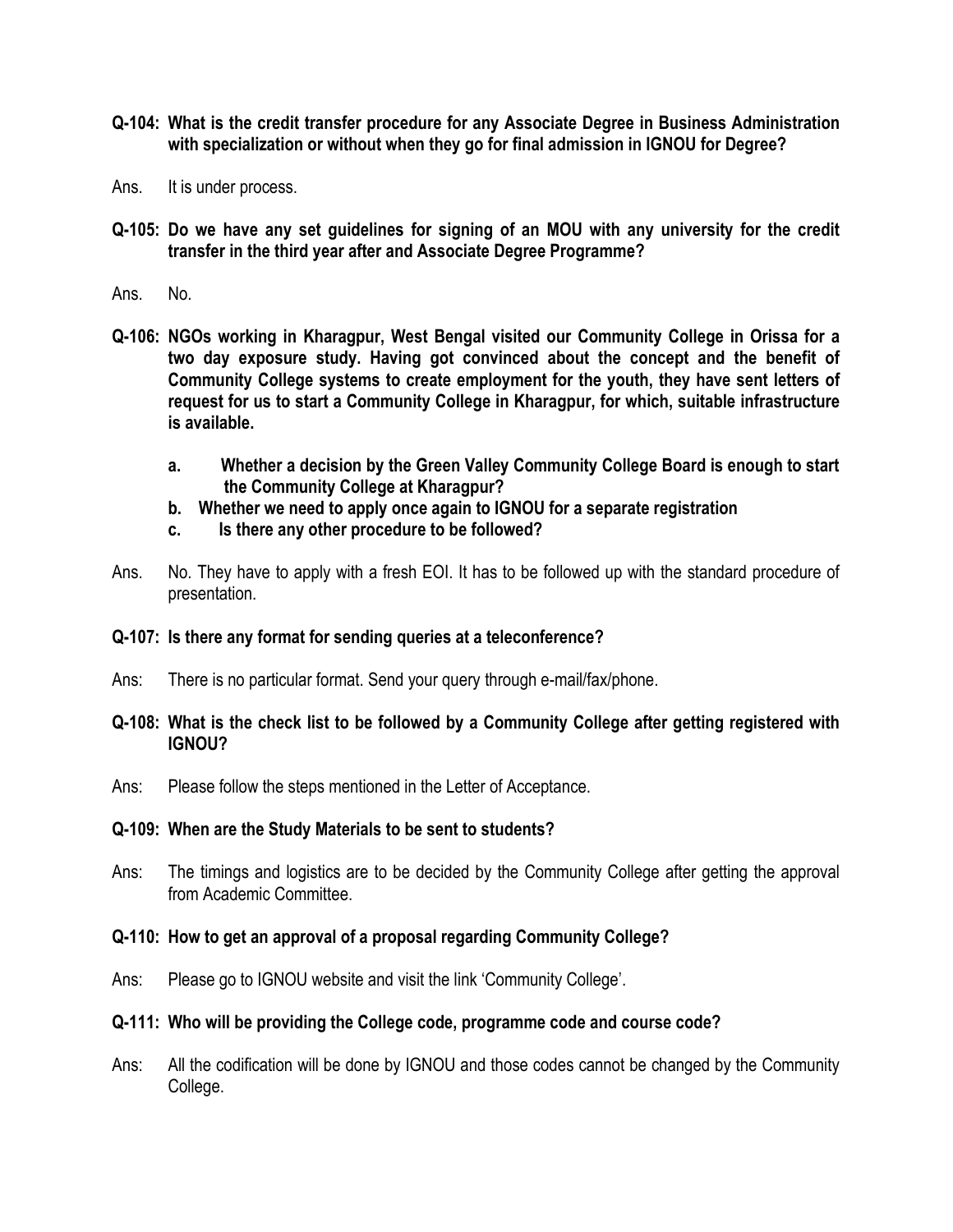**Q-104: What is the credit transfer procedure for any Associate Degree in Business Administration with specialization or without when they go for final admission in IGNOU for Degree?**

Ans. It is under process.

**Q-105: Do we have any set guidelines for signing of an MOU with any university for the credit transfer in the third year after and Associate Degree Programme?**

Ans. No.

**Q-106: NGOs working in Kharagpur, West Bengal visited our Community College in Orissa for a two day exposure study. Having got convinced about the concept and the benefit of Community College systems to create employment for the youth, they have sent letters of request for us to start a Community College in Kharagpur, for which, suitable infrastructure is available.**

- **a. Whether a decision by the Green Valley Community College Board is enough to start the Community College at Kharagpur?**
- **b. Whether we need to apply once again to IGNOU for a separate registration**
- **c. Is there any other procedure to be followed?**

Ans. No. They have to apply with a fresh EOI. It has to be followed up with the standard procedure of presentation.

**Q-107: Is there any format for sending queries at a teleconference?**

Ans: There is no particular format. Send your query through e-mail/fax/phone.

**Q-108: What is the check list to be followed by a Community College after getting registered with IGNOU?**

Ans: Please follow the steps mentioned in the Letter of Acceptance.

**Q-109: When are the Study Materials to be sent to students?**

Ans: The timings and logistics are to be decided by the Community College after getting the approval from Academic Committee.

**Q-110: How to get an approval of a proposal regarding Community College?**

Ans: Please go to IGNOU website and visit the link 'Community College'.

**Q-111: Who will be providing the College code, programme code and course code?**

Ans: All the codification will be done by IGNOU and those codes cannot be changed by the Community College.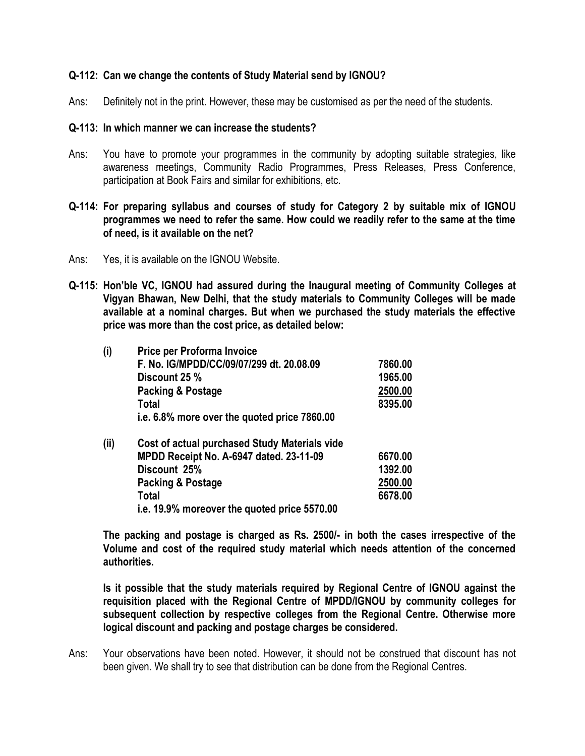**Q-112: Can we change the contents of Study Material send by IGNOU?**

Ans: Definitely not in the print. However, these may be customised as per the need of the students.

**Q-113: In which manner we can increase the students?**

Ans: You have to promote your programmes in the community by adopting suitable strategies, like awareness meetings, Community Radio Programmes, Press Releases, Press Conference, participation at Book Fairs and similar for exhibitions, etc.

**Q-114: For preparing syllabus and courses of study for Category 2 by suitable mix of IGNOU programmes we need to refer the same. How could we readily refer to the same at the time of need, is it available on the net?**

Ans: Yes, it is available on the IGNOU Website.

**Q-115: Hon'ble VC, IGNOU had assured during the Inaugural meeting of Community Colleges at Vigyan Bhawan, New Delhi, that the study materials to Community Colleges will be made available at a nominal charges. But when we purchased the study materials the effective price was more than the cost price, as detailed below:**

| | | |
|---|---|---|
| **(i)** | **Price per Proforma Invoice** | |
| | **F. No. IG/MPDD/CC/09/07/299 dt. 20.08.09** | **7860.00** |
| | **Discount 25 %** | **1965.00** |
| | **Packing & Postage** | **2500.00** |
| | **Total** | **8395.00** |
| | **i.e. 6.8% more over the quoted price 7860.00** | |
| **(ii)** | **Cost of actual purchased Study Materials vide** | |
| | **MPDD Receipt No. A-6947 dated. 23-11-09** | **6670.00** |
| | **Discount 25%** | **1392.00** |
| | **Packing & Postage** | **2500.00** |
| | **Total** | **6678.00** |
| | **i.e. 19.9% moreover the quoted price 5570.00** | |

**The packing and postage is charged as Rs. 2500/- in both the cases irrespective of the Volume and cost of the required study material which needs attention of the concerned authorities.**

**Is it possible that the study materials required by Regional Centre of IGNOU against the requisition placed with the Regional Centre of MPDD/IGNOU by community colleges for subsequent collection by respective colleges from the Regional Centre. Otherwise more logical discount and packing and postage charges be considered.**

Ans: Your observations have been noted. However, it should not be construed that discount has not been given. We shall try to see that distribution can be done from the Regional Centres.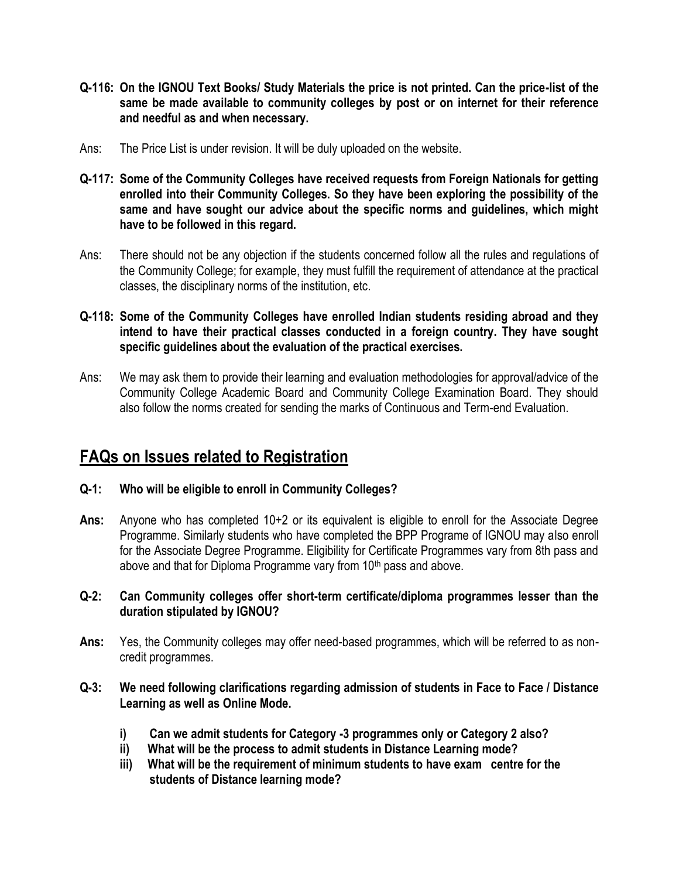**Q-116: On the IGNOU Text Books/ Study Materials the price is not printed. Can the price-list of the same be made available to community colleges by post or on internet for their reference and needful as and when necessary.**

Ans: The Price List is under revision. It will be duly uploaded on the website.

**Q-117: Some of the Community Colleges have received requests from Foreign Nationals for getting enrolled into their Community Colleges. So they have been exploring the possibility of the same and have sought our advice about the specific norms and guidelines, which might have to be followed in this regard.**

Ans: There should not be any objection if the students concerned follow all the rules and regulations of the Community College; for example, they must fulfill the requirement of attendance at the practical classes, the disciplinary norms of the institution, etc.

**Q-118: Some of the Community Colleges have enrolled Indian students residing abroad and they intend to have their practical classes conducted in a foreign country. They have sought specific guidelines about the evaluation of the practical exercises.**

Ans: We may ask them to provide their learning and evaluation methodologies for approval/advice of the Community College Academic Board and Community College Examination Board. They should also follow the norms created for sending the marks of Continuous and Term-end Evaluation.

## FAQs on Issues related to Registration

**Q-1: Who will be eligible to enroll in Community Colleges?**

**Ans:** Anyone who has completed 10+2 or its equivalent is eligible to enroll for the Associate Degree Programme. Similarly students who have completed the BPP Programe of IGNOU may also enroll for the Associate Degree Programme. Eligibility for Certificate Programmes vary from 8th pass and above and that for Diploma Programme vary from 10th pass and above.

**Q-2: Can Community colleges offer short-term certificate/diploma programmes lesser than the duration stipulated by IGNOU?**

**Ans:** Yes, the Community colleges may offer need-based programmes, which will be referred to as non-credit programmes.

**Q-3: We need following clarifications regarding admission of students in Face to Face / Distance Learning as well as Online Mode.**

- **i) Can we admit students for Category -3 programmes only or Category 2 also?**
- **ii) What will be the process to admit students in Distance Learning mode?**
- **iii) What will be the requirement of minimum students to have exam centre for the students of Distance learning mode?**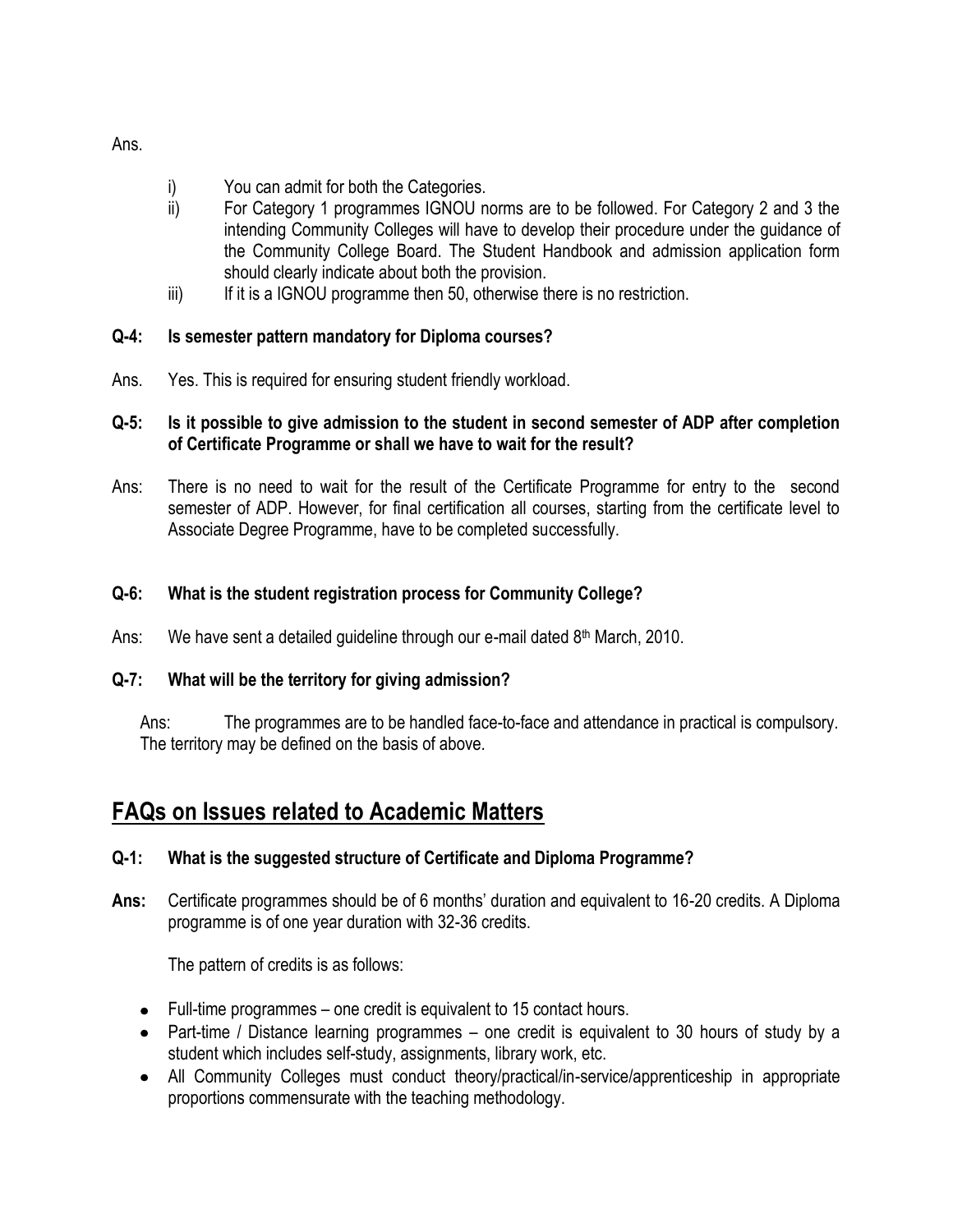Ans.

i) You can admit for both the Categories.
ii) For Category 1 programmes IGNOU norms are to be followed. For Category 2 and 3 the intending Community Colleges will have to develop their procedure under the guidance of the Community College Board. The Student Handbook and admission application form should clearly indicate about both the provision.
iii) If it is a IGNOU programme then 50, otherwise there is no restriction.

**Q-4: Is semester pattern mandatory for Diploma courses?**

Ans. Yes. This is required for ensuring student friendly workload.

**Q-5: Is it possible to give admission to the student in second semester of ADP after completion of Certificate Programme or shall we have to wait for the result?**

Ans: There is no need to wait for the result of the Certificate Programme for entry to the second semester of ADP. However, for final certification all courses, starting from the certificate level to Associate Degree Programme, have to be completed successfully.

**Q-6: What is the student registration process for Community College?**

Ans: We have sent a detailed guideline through our e-mail dated 8th March, 2010.

**Q-7: What will be the territory for giving admission?**

Ans: The programmes are to be handled face-to-face and attendance in practical is compulsory. The territory may be defined on the basis of above.

## FAQs on Issues related to Academic Matters

**Q-1: What is the suggested structure of Certificate and Diploma Programme?**

**Ans:** Certificate programmes should be of 6 months' duration and equivalent to 16-20 credits. A Diploma programme is of one year duration with 32-36 credits.

The pattern of credits is as follows:

- Full-time programmes – one credit is equivalent to 15 contact hours.
- Part-time / Distance learning programmes – one credit is equivalent to 30 hours of study by a student which includes self-study, assignments, library work, etc.
- All Community Colleges must conduct theory/practical/in-service/apprenticeship in appropriate proportions commensurate with the teaching methodology.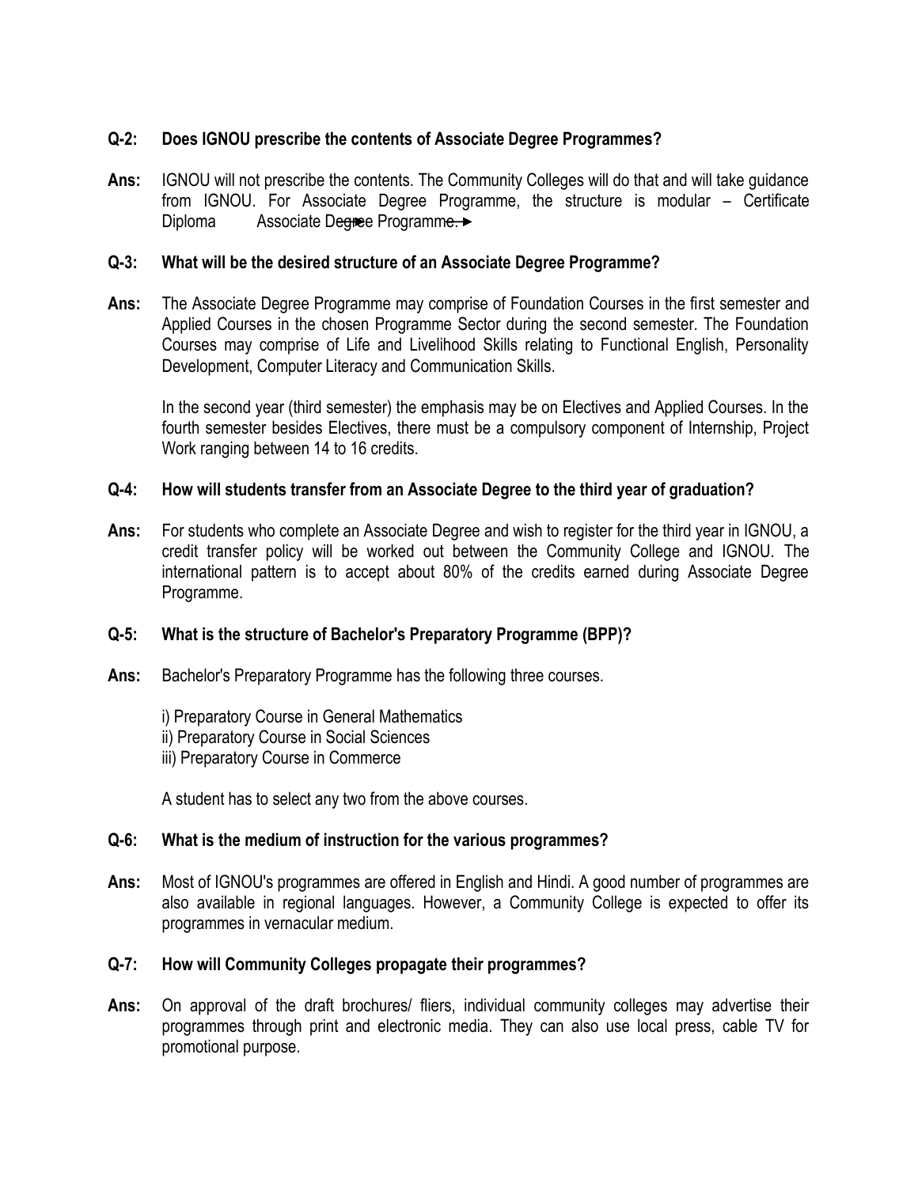**Q-2: Does IGNOU prescribe the contents of Associate Degree Programmes?**

**Ans:** IGNOU will not prescribe the contents. The Community Colleges will do that and will take guidance from IGNOU. For Associate Degree Programme, the structure is modular – Certificate ► Diploma ► Associate Degree Programme.

**Q-3: What will be the desired structure of an Associate Degree Programme?**

**Ans:** The Associate Degree Programme may comprise of Foundation Courses in the first semester and Applied Courses in the chosen Programme Sector during the second semester. The Foundation Courses may comprise of Life and Livelihood Skills relating to Functional English, Personality Development, Computer Literacy and Communication Skills.

In the second year (third semester) the emphasis may be on Electives and Applied Courses. In the fourth semester besides Electives, there must be a compulsory component of Internship, Project Work ranging between 14 to 16 credits.

**Q-4: How will students transfer from an Associate Degree to the third year of graduation?**

**Ans:** For students who complete an Associate Degree and wish to register for the third year in IGNOU, a credit transfer policy will be worked out between the Community College and IGNOU. The international pattern is to accept about 80% of the credits earned during Associate Degree Programme.

**Q-5: What is the structure of Bachelor's Preparatory Programme (BPP)?**

**Ans:** Bachelor's Preparatory Programme has the following three courses.

i) Preparatory Course in General Mathematics
ii) Preparatory Course in Social Sciences
iii) Preparatory Course in Commerce

A student has to select any two from the above courses.

**Q-6: What is the medium of instruction for the various programmes?**

**Ans:** Most of IGNOU's programmes are offered in English and Hindi. A good number of programmes are also available in regional languages. However, a Community College is expected to offer its programmes in vernacular medium.

**Q-7: How will Community Colleges propagate their programmes?**

**Ans:** On approval of the draft brochures/ fliers, individual community colleges may advertise their programmes through print and electronic media. They can also use local press, cable TV for promotional purpose.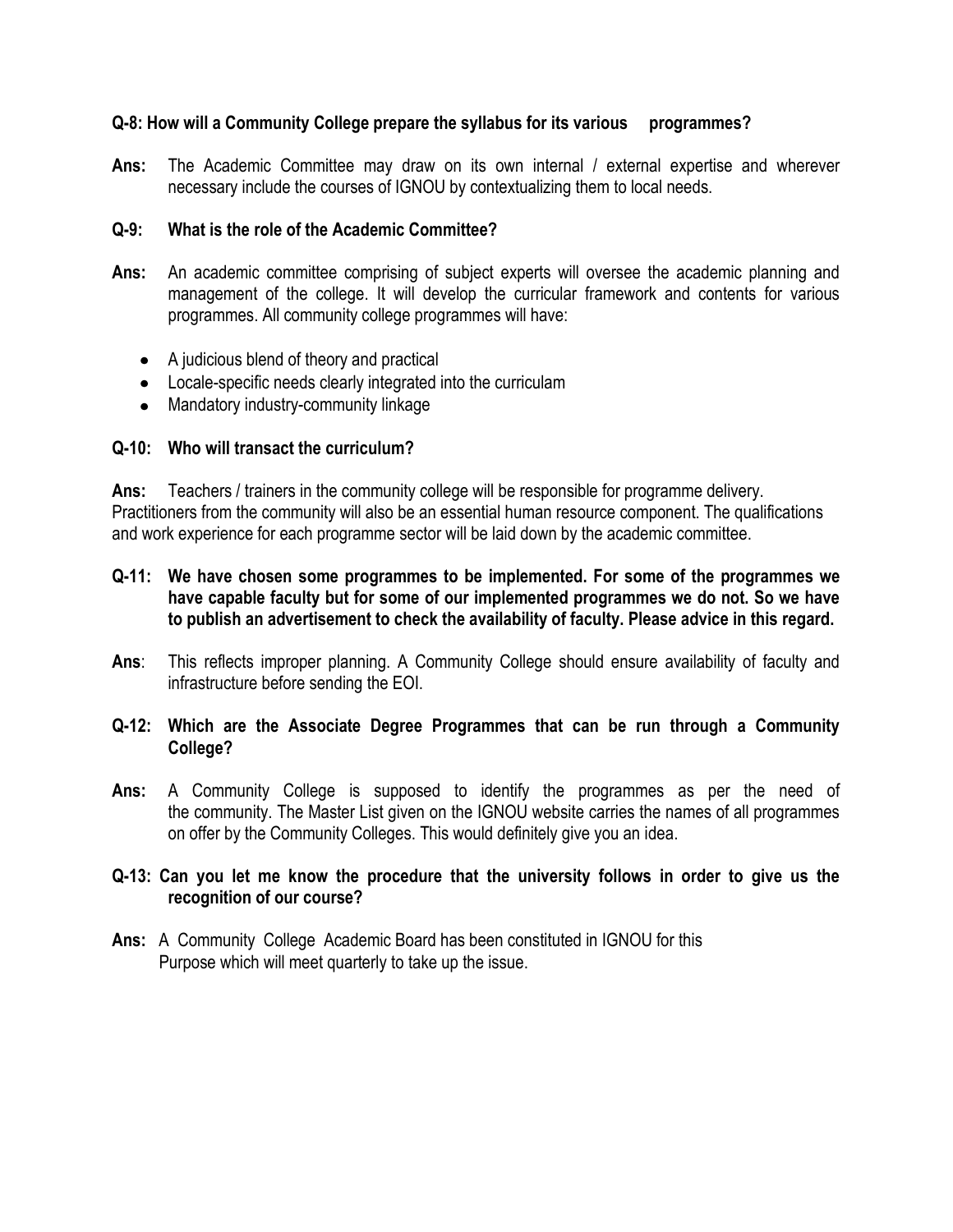**Q-8: How will a Community College prepare the syllabus for its various programmes?**

**Ans:** The Academic Committee may draw on its own internal / external expertise and wherever necessary include the courses of IGNOU by contextualizing them to local needs.

**Q-9: What is the role of the Academic Committee?**

**Ans:** An academic committee comprising of subject experts will oversee the academic planning and management of the college. It will develop the curricular framework and contents for various programmes. All community college programmes will have:

- A judicious blend of theory and practical
- Locale-specific needs clearly integrated into the curriculam
- Mandatory industry-community linkage

**Q-10: Who will transact the curriculum?**

**Ans:** Teachers / trainers in the community college will be responsible for programme delivery. Practitioners from the community will also be an essential human resource component. The qualifications and work experience for each programme sector will be laid down by the academic committee.

**Q-11: We have chosen some programmes to be implemented. For some of the programmes we have capable faculty but for some of our implemented programmes we do not. So we have to publish an advertisement to check the availability of faculty. Please advice in this regard.**

**Ans**: This reflects improper planning. A Community College should ensure availability of faculty and infrastructure before sending the EOI.

**Q-12: Which are the Associate Degree Programmes that can be run through a Community College?**

**Ans:** A Community College is supposed to identify the programmes as per the need of the community. The Master List given on the IGNOU website carries the names of all programmes on offer by the Community Colleges. This would definitely give you an idea.

**Q-13: Can you let me know the procedure that the university follows in order to give us the recognition of our course?**

**Ans:** A Community College Academic Board has been constituted in IGNOU for this Purpose which will meet quarterly to take up the issue.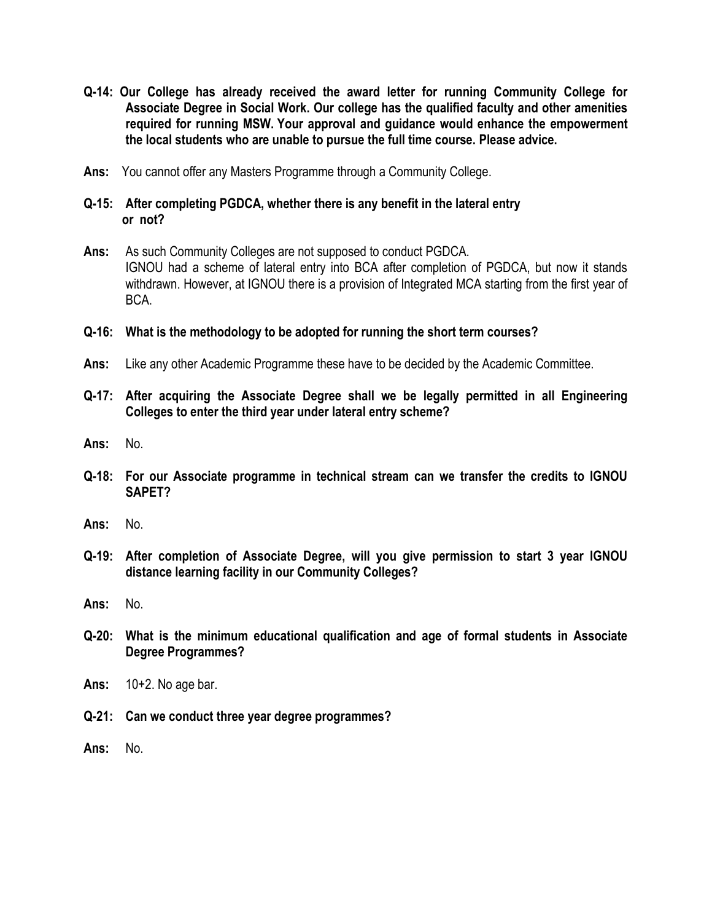**Q-14: Our College has already received the award letter for running Community College for Associate Degree in Social Work. Our college has the qualified faculty and other amenities required for running MSW. Your approval and guidance would enhance the empowerment the local students who are unable to pursue the full time course. Please advice.**

**Ans:** You cannot offer any Masters Programme through a Community College.

**Q-15: After completing PGDCA, whether there is any benefit in the lateral entry or not?**

**Ans:** As such Community Colleges are not supposed to conduct PGDCA.
IGNOU had a scheme of lateral entry into BCA after completion of PGDCA, but now it stands withdrawn. However, at IGNOU there is a provision of Integrated MCA starting from the first year of BCA.

**Q-16: What is the methodology to be adopted for running the short term courses?**

**Ans:** Like any other Academic Programme these have to be decided by the Academic Committee.

**Q-17: After acquiring the Associate Degree shall we be legally permitted in all Engineering Colleges to enter the third year under lateral entry scheme?**

**Ans:** No.

**Q-18: For our Associate programme in technical stream can we transfer the credits to IGNOU SAPET?**

**Ans:** No.

**Q-19: After completion of Associate Degree, will you give permission to start 3 year IGNOU distance learning facility in our Community Colleges?**

**Ans:** No.

**Q-20: What is the minimum educational qualification and age of formal students in Associate Degree Programmes?**

**Ans:** 10+2. No age bar.

**Q-21: Can we conduct three year degree programmes?**

**Ans:** No.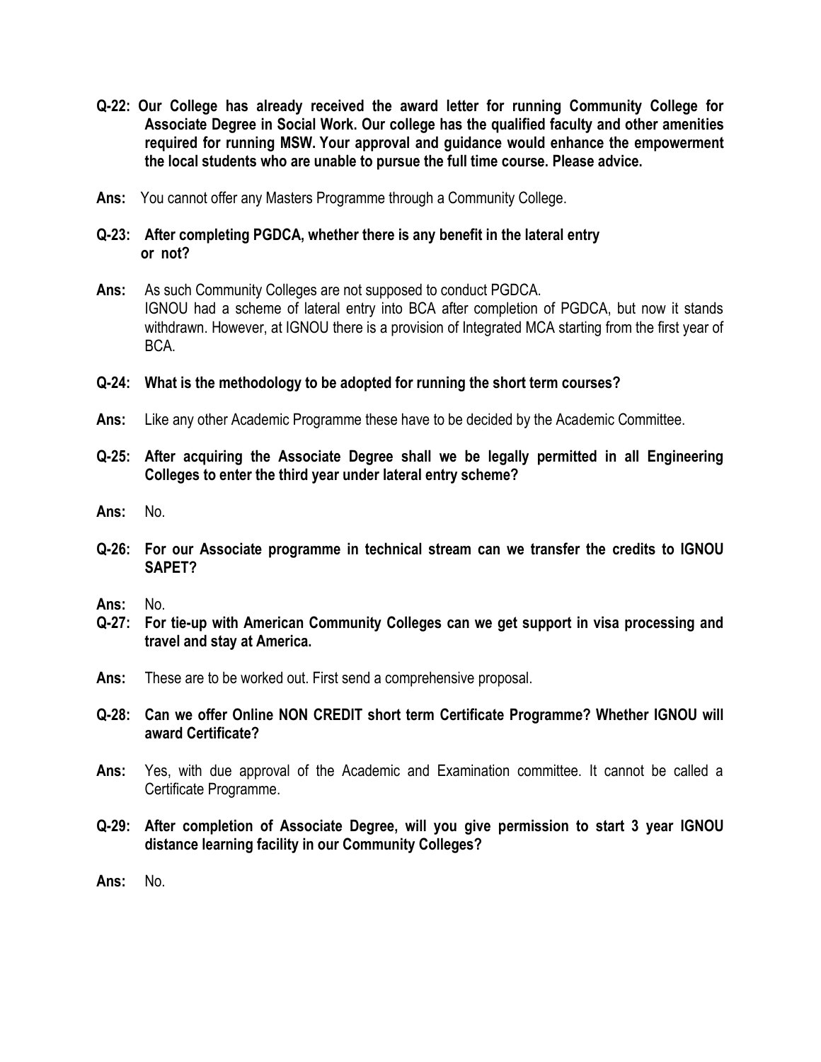**Q-22: Our College has already received the award letter for running Community College for Associate Degree in Social Work. Our college has the qualified faculty and other amenities required for running MSW. Your approval and guidance would enhance the empowerment the local students who are unable to pursue the full time course. Please advice.**

**Ans:** You cannot offer any Masters Programme through a Community College.

**Q-23: After completing PGDCA, whether there is any benefit in the lateral entry or not?**

**Ans:** As such Community Colleges are not supposed to conduct PGDCA. IGNOU had a scheme of lateral entry into BCA after completion of PGDCA, but now it stands withdrawn. However, at IGNOU there is a provision of Integrated MCA starting from the first year of BCA.

**Q-24: What is the methodology to be adopted for running the short term courses?**

**Ans:** Like any other Academic Programme these have to be decided by the Academic Committee.

**Q-25: After acquiring the Associate Degree shall we be legally permitted in all Engineering Colleges to enter the third year under lateral entry scheme?**

**Ans:** No.

**Q-26: For our Associate programme in technical stream can we transfer the credits to IGNOU SAPET?**

**Ans:** No.

**Q-27: For tie-up with American Community Colleges can we get support in visa processing and travel and stay at America.**

**Ans:** These are to be worked out. First send a comprehensive proposal.

**Q-28: Can we offer Online NON CREDIT short term Certificate Programme? Whether IGNOU will award Certificate?**

**Ans:** Yes, with due approval of the Academic and Examination committee. It cannot be called a Certificate Programme.

**Q-29: After completion of Associate Degree, will you give permission to start 3 year IGNOU distance learning facility in our Community Colleges?**

**Ans:** No.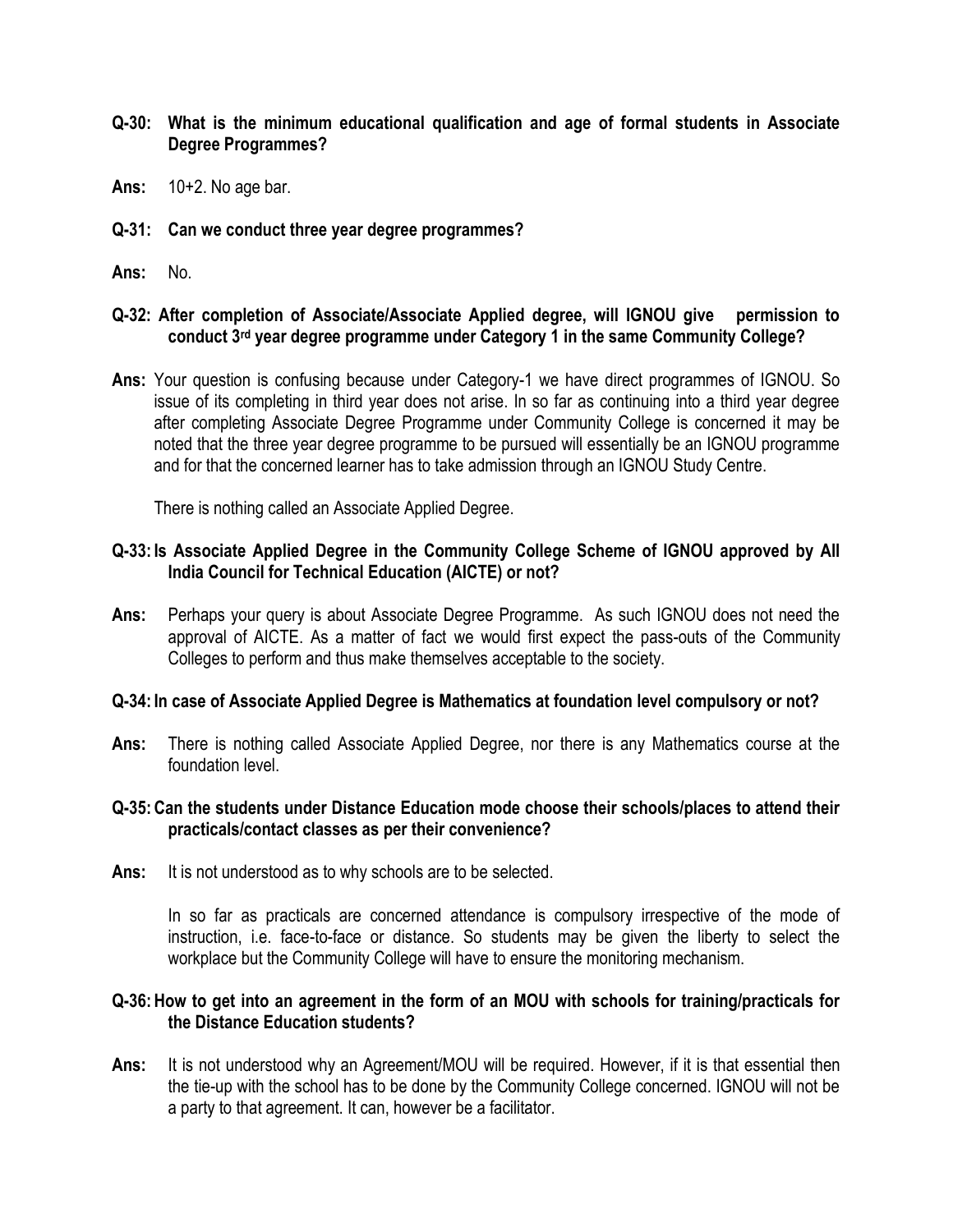**Q-30: What is the minimum educational qualification and age of formal students in Associate Degree Programmes?**

**Ans:** 10+2. No age bar.

**Q-31: Can we conduct three year degree programmes?**

**Ans:** No.

**Q-32: After completion of Associate/Associate Applied degree, will IGNOU give permission to conduct 3rd year degree programme under Category 1 in the same Community College?**

**Ans:** Your question is confusing because under Category-1 we have direct programmes of IGNOU. So issue of its completing in third year does not arise. In so far as continuing into a third year degree after completing Associate Degree Programme under Community College is concerned it may be noted that the three year degree programme to be pursued will essentially be an IGNOU programme and for that the concerned learner has to take admission through an IGNOU Study Centre.

There is nothing called an Associate Applied Degree.

**Q-33: Is Associate Applied Degree in the Community College Scheme of IGNOU approved by All India Council for Technical Education (AICTE) or not?**

**Ans:** Perhaps your query is about Associate Degree Programme. As such IGNOU does not need the approval of AICTE. As a matter of fact we would first expect the pass-outs of the Community Colleges to perform and thus make themselves acceptable to the society.

**Q-34: In case of Associate Applied Degree is Mathematics at foundation level compulsory or not?**

**Ans:** There is nothing called Associate Applied Degree, nor there is any Mathematics course at the foundation level.

**Q-35: Can the students under Distance Education mode choose their schools/places to attend their practicals/contact classes as per their convenience?**

**Ans:** It is not understood as to why schools are to be selected.

In so far as practicals are concerned attendance is compulsory irrespective of the mode of instruction, i.e. face-to-face or distance. So students may be given the liberty to select the workplace but the Community College will have to ensure the monitoring mechanism.

**Q-36: How to get into an agreement in the form of an MOU with schools for training/practicals for the Distance Education students?**

**Ans:** It is not understood why an Agreement/MOU will be required. However, if it is that essential then the tie-up with the school has to be done by the Community College concerned. IGNOU will not be a party to that agreement. It can, however be a facilitator.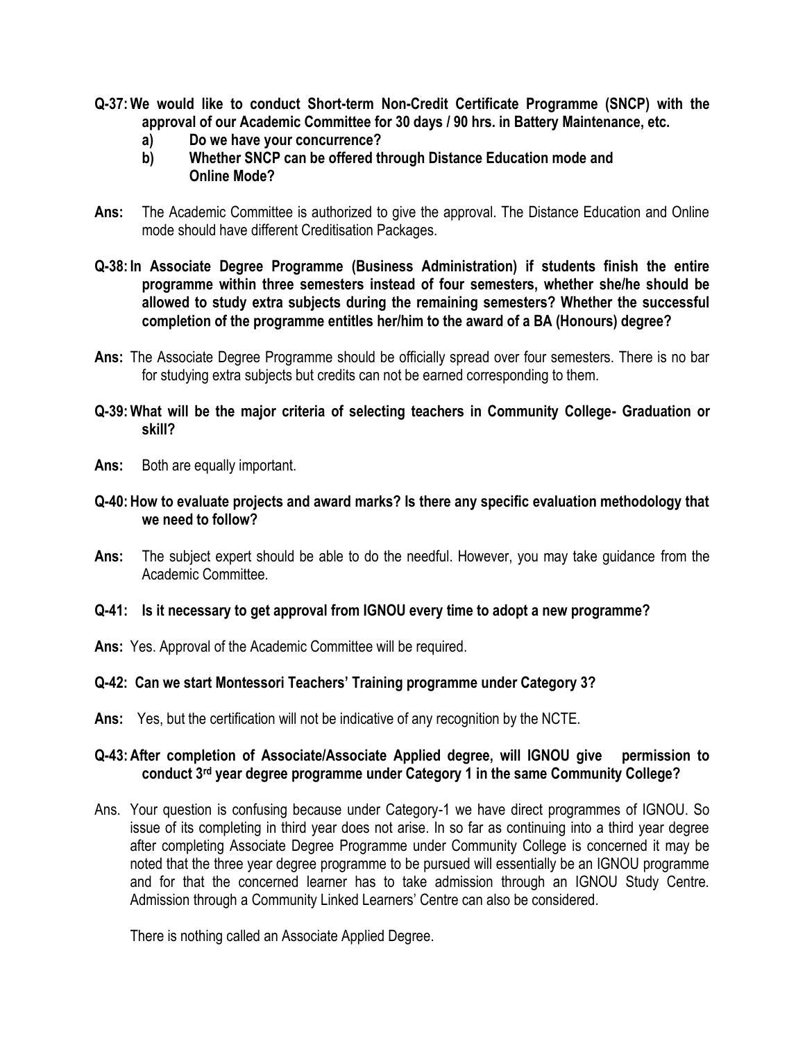**Q-37: We would like to conduct Short-term Non-Credit Certificate Programme (SNCP) with the approval of our Academic Committee for 30 days / 90 hrs. in Battery Maintenance, etc.**

- **a) Do we have your concurrence?**
- **b) Whether SNCP can be offered through Distance Education mode and Online Mode?**

**Ans:** The Academic Committee is authorized to give the approval. The Distance Education and Online mode should have different Creditisation Packages.

**Q-38: In Associate Degree Programme (Business Administration) if students finish the entire programme within three semesters instead of four semesters, whether she/he should be allowed to study extra subjects during the remaining semesters? Whether the successful completion of the programme entitles her/him to the award of a BA (Honours) degree?**

**Ans:** The Associate Degree Programme should be officially spread over four semesters. There is no bar for studying extra subjects but credits can not be earned corresponding to them.

**Q-39: What will be the major criteria of selecting teachers in Community College- Graduation or skill?**

**Ans:** Both are equally important.

**Q-40: How to evaluate projects and award marks? Is there any specific evaluation methodology that we need to follow?**

**Ans:** The subject expert should be able to do the needful. However, you may take guidance from the Academic Committee.

**Q-41: Is it necessary to get approval from IGNOU every time to adopt a new programme?**

**Ans:** Yes. Approval of the Academic Committee will be required.

**Q-42: Can we start Montessori Teachers' Training programme under Category 3?**

**Ans:** Yes, but the certification will not be indicative of any recognition by the NCTE.

**Q-43: After completion of Associate/Associate Applied degree, will IGNOU give permission to conduct 3rd year degree programme under Category 1 in the same Community College?**

Ans. Your question is confusing because under Category-1 we have direct programmes of IGNOU. So issue of its completing in third year does not arise. In so far as continuing into a third year degree after completing Associate Degree Programme under Community College is concerned it may be noted that the three year degree programme to be pursued will essentially be an IGNOU programme and for that the concerned learner has to take admission through an IGNOU Study Centre. Admission through a Community Linked Learners' Centre can also be considered.

There is nothing called an Associate Applied Degree.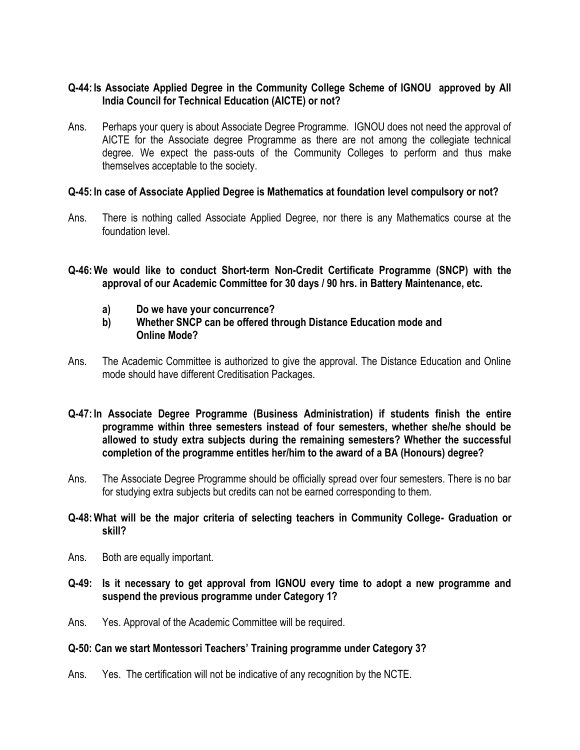**Q-44: Is Associate Applied Degree in the Community College Scheme of IGNOU approved by All India Council for Technical Education (AICTE) or not?**

Ans. Perhaps your query is about Associate Degree Programme. IGNOU does not need the approval of AICTE for the Associate degree Programme as there are not among the collegiate technical degree. We expect the pass-outs of the Community Colleges to perform and thus make themselves acceptable to the society.

**Q-45: In case of Associate Applied Degree is Mathematics at foundation level compulsory or not?**

Ans. There is nothing called Associate Applied Degree, nor there is any Mathematics course at the foundation level.

**Q-46: We would like to conduct Short-term Non-Credit Certificate Programme (SNCP) with the approval of our Academic Committee for 30 days / 90 hrs. in Battery Maintenance, etc.**

**a) Do we have your concurrence?**
**b) Whether SNCP can be offered through Distance Education mode and Online Mode?**

Ans. The Academic Committee is authorized to give the approval. The Distance Education and Online mode should have different Creditisation Packages.

**Q-47: In Associate Degree Programme (Business Administration) if students finish the entire programme within three semesters instead of four semesters, whether she/he should be allowed to study extra subjects during the remaining semesters? Whether the successful completion of the programme entitles her/him to the award of a BA (Honours) degree?**

Ans. The Associate Degree Programme should be officially spread over four semesters. There is no bar for studying extra subjects but credits can not be earned corresponding to them.

**Q-48: What will be the major criteria of selecting teachers in Community College- Graduation or skill?**

Ans. Both are equally important.

**Q-49: Is it necessary to get approval from IGNOU every time to adopt a new programme and suspend the previous programme under Category 1?**

Ans. Yes. Approval of the Academic Committee will be required.

**Q-50: Can we start Montessori Teachers' Training programme under Category 3?**

Ans. Yes. The certification will not be indicative of any recognition by the NCTE.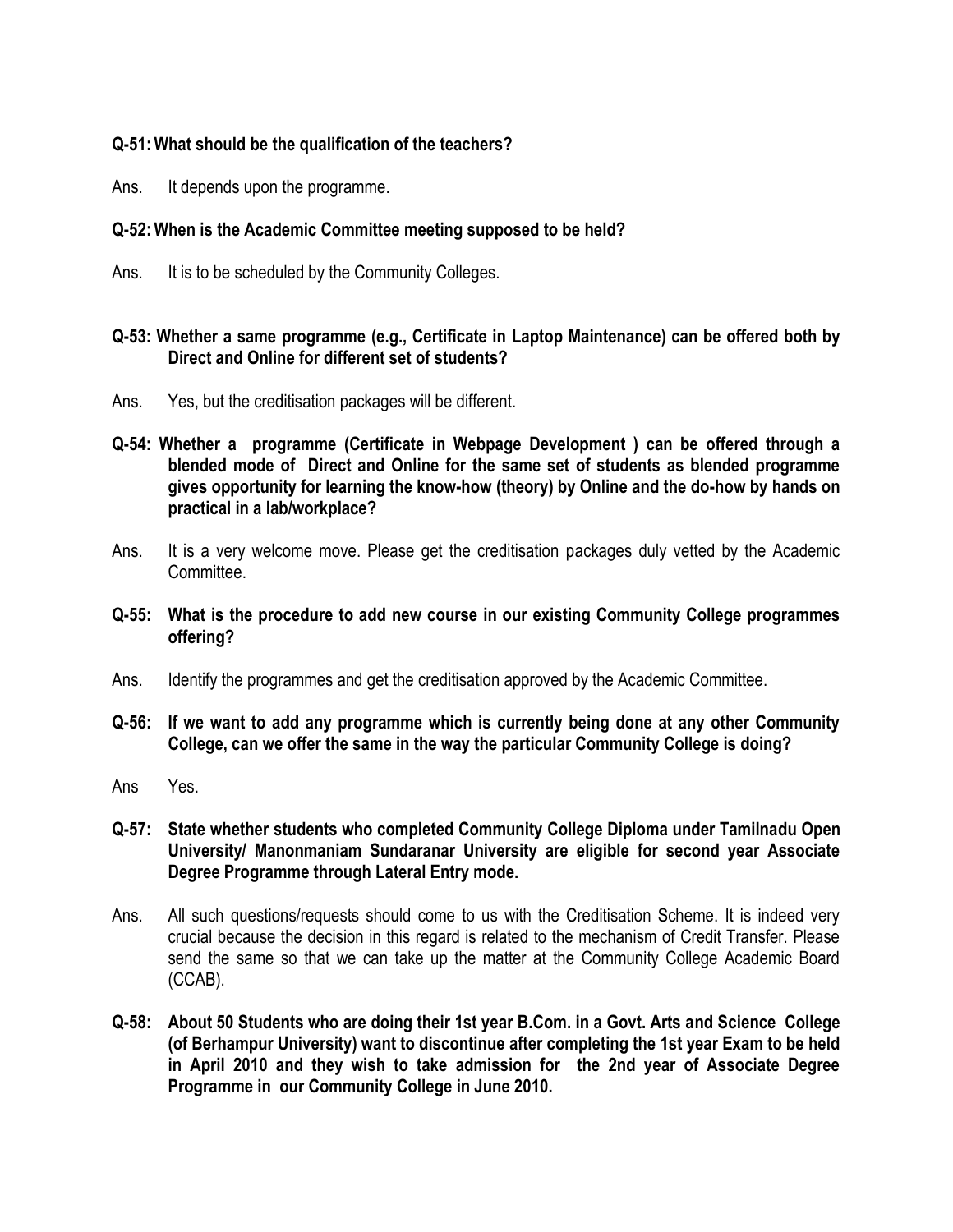**Q-51: What should be the qualification of the teachers?**

Ans. It depends upon the programme.

**Q-52: When is the Academic Committee meeting supposed to be held?**

Ans. It is to be scheduled by the Community Colleges.

**Q-53: Whether a same programme (e.g., Certificate in Laptop Maintenance) can be offered both by Direct and Online for different set of students?**

Ans. Yes, but the creditisation packages will be different.

**Q-54: Whether a programme (Certificate in Webpage Development ) can be offered through a blended mode of Direct and Online for the same set of students as blended programme gives opportunity for learning the know-how (theory) by Online and the do-how by hands on practical in a lab/workplace?**

Ans. It is a very welcome move. Please get the creditisation packages duly vetted by the Academic Committee.

**Q-55: What is the procedure to add new course in our existing Community College programmes offering?**

Ans. Identify the programmes and get the creditisation approved by the Academic Committee.

**Q-56: If we want to add any programme which is currently being done at any other Community College, can we offer the same in the way the particular Community College is doing?**

Ans Yes.

**Q-57: State whether students who completed Community College Diploma under Tamilnadu Open University/ Manonmaniam Sundaranar University are eligible for second year Associate Degree Programme through Lateral Entry mode.**

Ans. All such questions/requests should come to us with the Creditisation Scheme. It is indeed very crucial because the decision in this regard is related to the mechanism of Credit Transfer. Please send the same so that we can take up the matter at the Community College Academic Board (CCAB).

**Q-58: About 50 Students who are doing their 1st year B.Com. in a Govt. Arts and Science College (of Berhampur University) want to discontinue after completing the 1st year Exam to be held in April 2010 and they wish to take admission for the 2nd year of Associate Degree Programme in our Community College in June 2010.**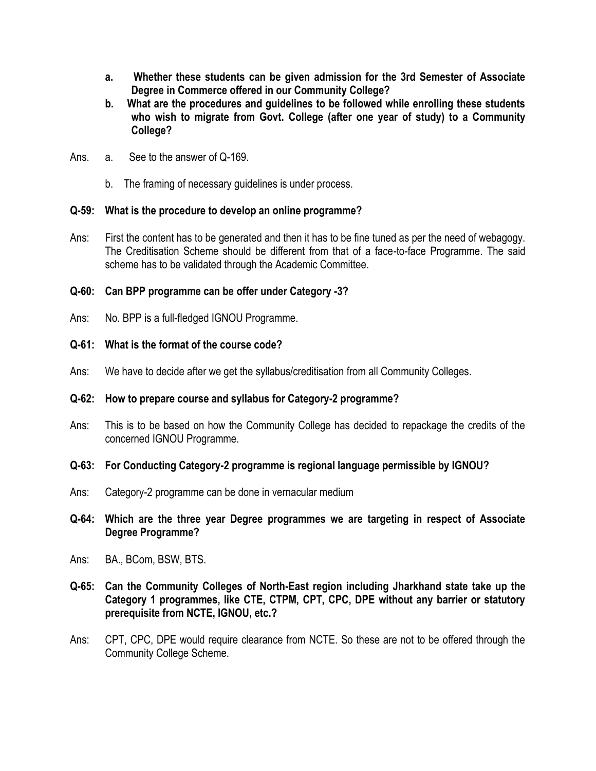**a. Whether these students can be given admission for the 3rd Semester of Associate Degree in Commerce offered in our Community College?**

**b. What are the procedures and guidelines to be followed while enrolling these students who wish to migrate from Govt. College (after one year of study) to a Community College?**

Ans. a. See to the answer of Q-169.

b. The framing of necessary guidelines is under process.

**Q-59: What is the procedure to develop an online programme?**

Ans: First the content has to be generated and then it has to be fine tuned as per the need of webagogy. The Creditisation Scheme should be different from that of a face-to-face Programme. The said scheme has to be validated through the Academic Committee.

**Q-60: Can BPP programme can be offer under Category -3?**

Ans: No. BPP is a full-fledged IGNOU Programme.

**Q-61: What is the format of the course code?**

Ans: We have to decide after we get the syllabus/creditisation from all Community Colleges.

**Q-62: How to prepare course and syllabus for Category-2 programme?**

Ans: This is to be based on how the Community College has decided to repackage the credits of the concerned IGNOU Programme.

**Q-63: For Conducting Category-2 programme is regional language permissible by IGNOU?**

Ans: Category-2 programme can be done in vernacular medium

**Q-64: Which are the three year Degree programmes we are targeting in respect of Associate Degree Programme?**

Ans: BA., BCom, BSW, BTS.

**Q-65: Can the Community Colleges of North-East region including Jharkhand state take up the Category 1 programmes, like CTE, CTPM, CPT, CPC, DPE without any barrier or statutory prerequisite from NCTE, IGNOU, etc.?**

Ans: CPT, CPC, DPE would require clearance from NCTE. So these are not to be offered through the Community College Scheme.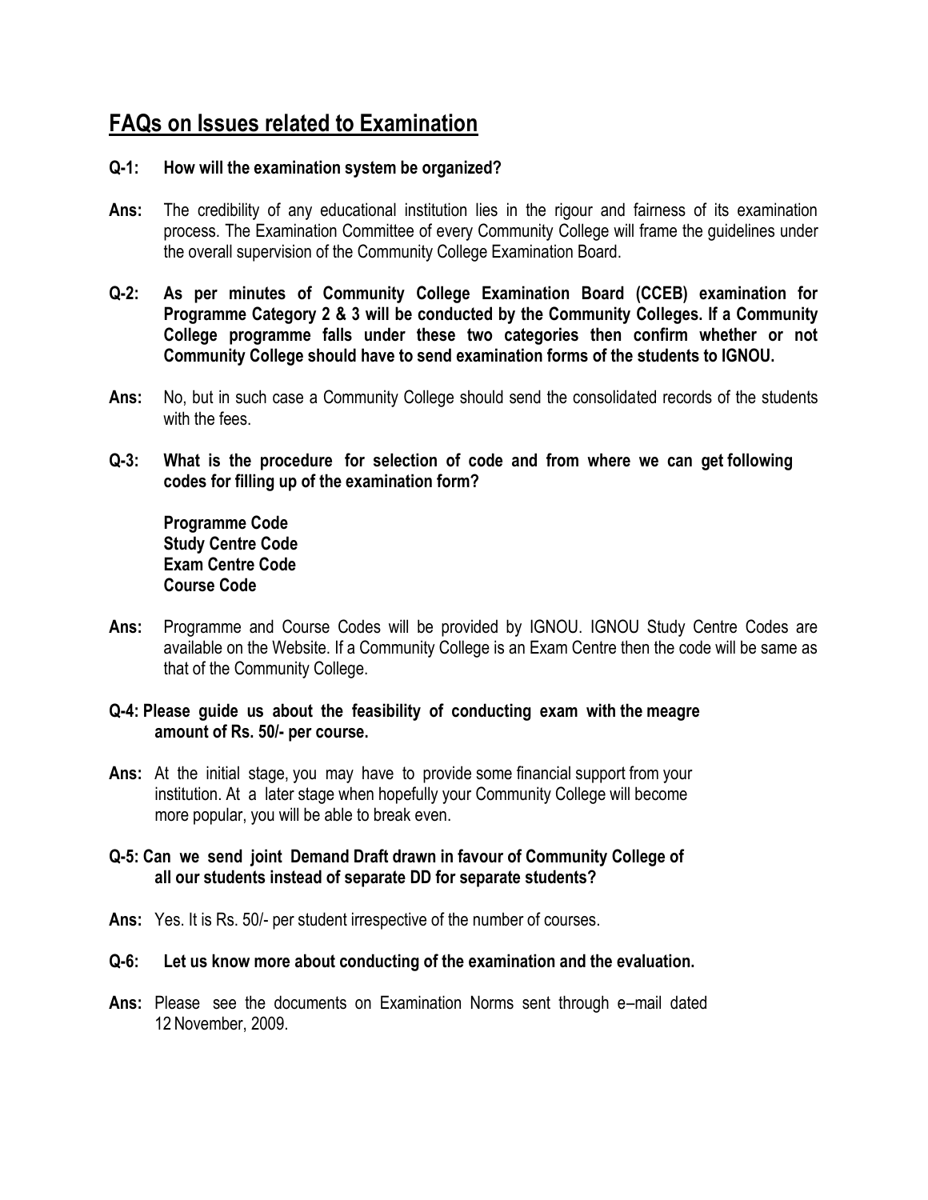## FAQs on Issues related to Examination

**Q-1: How will the examination system be organized?**

**Ans:** The credibility of any educational institution lies in the rigour and fairness of its examination process. The Examination Committee of every Community College will frame the guidelines under the overall supervision of the Community College Examination Board.

**Q-2: As per minutes of Community College Examination Board (CCEB) examination for Programme Category 2 & 3 will be conducted by the Community Colleges. If a Community College programme falls under these two categories then confirm whether or not Community College should have to send examination forms of the students to IGNOU.**

**Ans:** No, but in such case a Community College should send the consolidated records of the students with the fees.

**Q-3: What is the procedure for selection of code and from where we can get following codes for filling up of the examination form?**

**Programme Code**
**Study Centre Code**
**Exam Centre Code**
**Course Code**

**Ans:** Programme and Course Codes will be provided by IGNOU. IGNOU Study Centre Codes are available on the Website. If a Community College is an Exam Centre then the code will be same as that of the Community College.

**Q-4: Please guide us about the feasibility of conducting exam with the meagre amount of Rs. 50/- per course.**

**Ans:** At the initial stage, you may have to provide some financial support from your institution. At a later stage when hopefully your Community College will become more popular, you will be able to break even.

**Q-5: Can we send joint Demand Draft drawn in favour of Community College of all our students instead of separate DD for separate students?**

**Ans:** Yes. It is Rs. 50/- per student irrespective of the number of courses.

**Q-6: Let us know more about conducting of the examination and the evaluation.**

**Ans:** Please see the documents on Examination Norms sent through e–mail dated 12 November, 2009.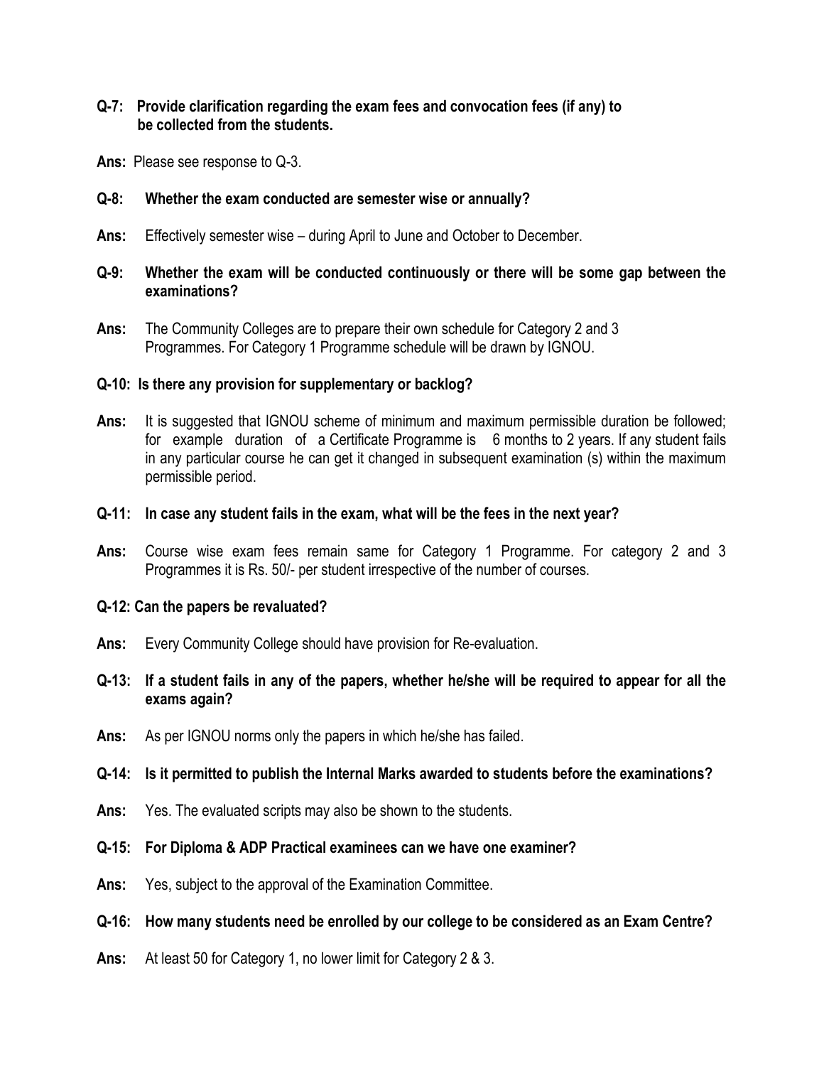**Q-7: Provide clarification regarding the exam fees and convocation fees (if any) to be collected from the students.**

**Ans:** Please see response to Q-3.

**Q-8: Whether the exam conducted are semester wise or annually?**

**Ans:** Effectively semester wise – during April to June and October to December.

**Q-9: Whether the exam will be conducted continuously or there will be some gap between the examinations?**

**Ans:** The Community Colleges are to prepare their own schedule for Category 2 and 3 Programmes. For Category 1 Programme schedule will be drawn by IGNOU.

**Q-10: Is there any provision for supplementary or backlog?**

**Ans:** It is suggested that IGNOU scheme of minimum and maximum permissible duration be followed; for example duration of a Certificate Programme is 6 months to 2 years. If any student fails in any particular course he can get it changed in subsequent examination (s) within the maximum permissible period.

**Q-11: In case any student fails in the exam, what will be the fees in the next year?**

**Ans:** Course wise exam fees remain same for Category 1 Programme. For category 2 and 3 Programmes it is Rs. 50/- per student irrespective of the number of courses.

**Q-12: Can the papers be revaluated?**

**Ans:** Every Community College should have provision for Re-evaluation.

**Q-13: If a student fails in any of the papers, whether he/she will be required to appear for all the exams again?**

**Ans:** As per IGNOU norms only the papers in which he/she has failed.

**Q-14: Is it permitted to publish the Internal Marks awarded to students before the examinations?**

**Ans:** Yes. The evaluated scripts may also be shown to the students.

**Q-15: For Diploma & ADP Practical examinees can we have one examiner?**

**Ans:** Yes, subject to the approval of the Examination Committee.

**Q-16: How many students need be enrolled by our college to be considered as an Exam Centre?**

**Ans:** At least 50 for Category 1, no lower limit for Category 2 & 3.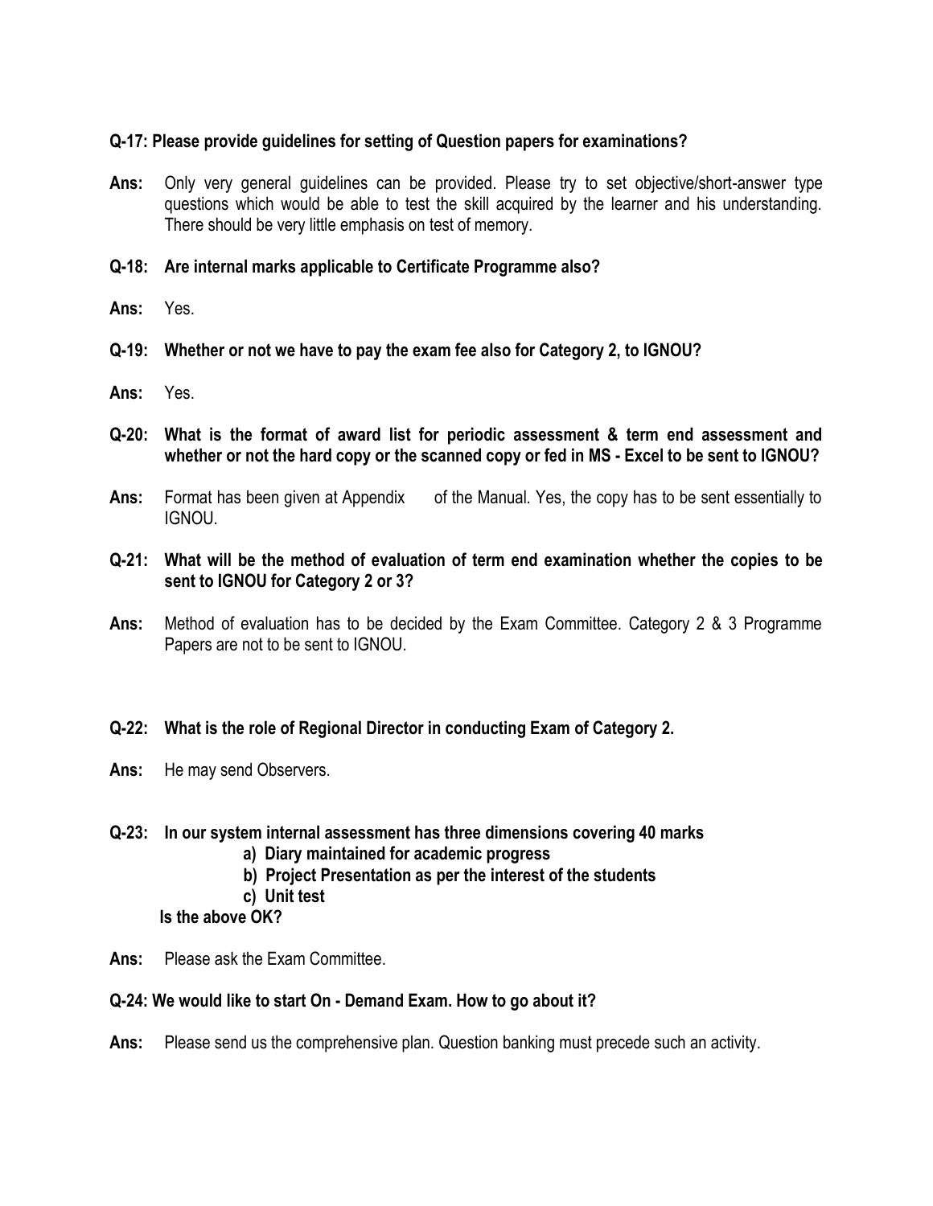**Q-17: Please provide guidelines for setting of Question papers for examinations?**

**Ans:** Only very general guidelines can be provided. Please try to set objective/short-answer type questions which would be able to test the skill acquired by the learner and his understanding. There should be very little emphasis on test of memory.

**Q-18: Are internal marks applicable to Certificate Programme also?**

**Ans:** Yes.

**Q-19: Whether or not we have to pay the exam fee also for Category 2, to IGNOU?**

**Ans:** Yes.

**Q-20: What is the format of award list for periodic assessment & term end assessment and whether or not the hard copy or the scanned copy or fed in MS - Excel to be sent to IGNOU?**

**Ans:** Format has been given at Appendix of the Manual. Yes, the copy has to be sent essentially to IGNOU.

**Q-21: What will be the method of evaluation of term end examination whether the copies to be sent to IGNOU for Category 2 or 3?**

**Ans:** Method of evaluation has to be decided by the Exam Committee. Category 2 & 3 Programme Papers are not to be sent to IGNOU.

**Q-22: What is the role of Regional Director in conducting Exam of Category 2.**

**Ans:** He may send Observers.

**Q-23: In our system internal assessment has three dimensions covering 40 marks**

- **a) Diary maintained for academic progress**
- **b) Project Presentation as per the interest of the students**
- **c) Unit test**

**Is the above OK?**

**Ans:** Please ask the Exam Committee.

**Q-24: We would like to start On - Demand Exam. How to go about it?**

**Ans:** Please send us the comprehensive plan. Question banking must precede such an activity.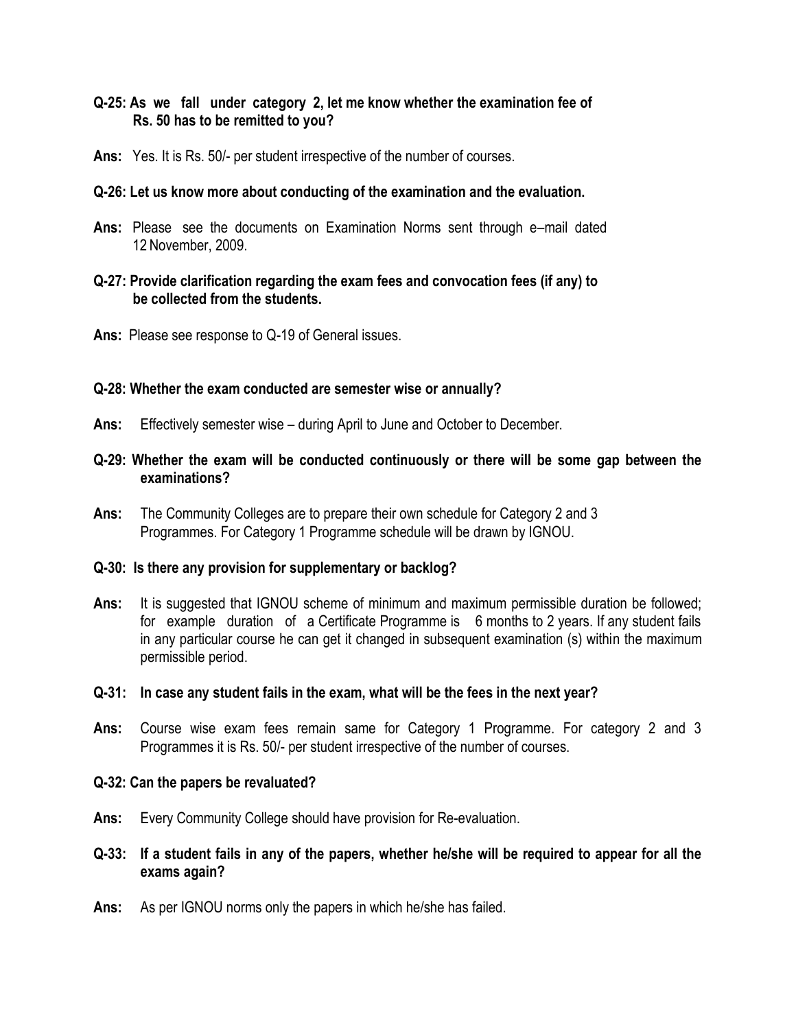**Q-25: As we fall under category 2, let me know whether the examination fee of Rs. 50 has to be remitted to you?**

**Ans:** Yes. It is Rs. 50/- per student irrespective of the number of courses.

**Q-26: Let us know more about conducting of the examination and the evaluation.**

**Ans:** Please see the documents on Examination Norms sent through e–mail dated 12 November, 2009.

**Q-27: Provide clarification regarding the exam fees and convocation fees (if any) to be collected from the students.**

**Ans:** Please see response to Q-19 of General issues.

**Q-28: Whether the exam conducted are semester wise or annually?**

**Ans:** Effectively semester wise – during April to June and October to December.

**Q-29: Whether the exam will be conducted continuously or there will be some gap between the examinations?**

**Ans:** The Community Colleges are to prepare their own schedule for Category 2 and 3 Programmes. For Category 1 Programme schedule will be drawn by IGNOU.

**Q-30: Is there any provision for supplementary or backlog?**

**Ans:** It is suggested that IGNOU scheme of minimum and maximum permissible duration be followed; for example duration of a Certificate Programme is 6 months to 2 years. If any student fails in any particular course he can get it changed in subsequent examination (s) within the maximum permissible period.

**Q-31: In case any student fails in the exam, what will be the fees in the next year?**

**Ans:** Course wise exam fees remain same for Category 1 Programme. For category 2 and 3 Programmes it is Rs. 50/- per student irrespective of the number of courses.

**Q-32: Can the papers be revaluated?**

**Ans:** Every Community College should have provision for Re-evaluation.

**Q-33: If a student fails in any of the papers, whether he/she will be required to appear for all the exams again?**

**Ans:** As per IGNOU norms only the papers in which he/she has failed.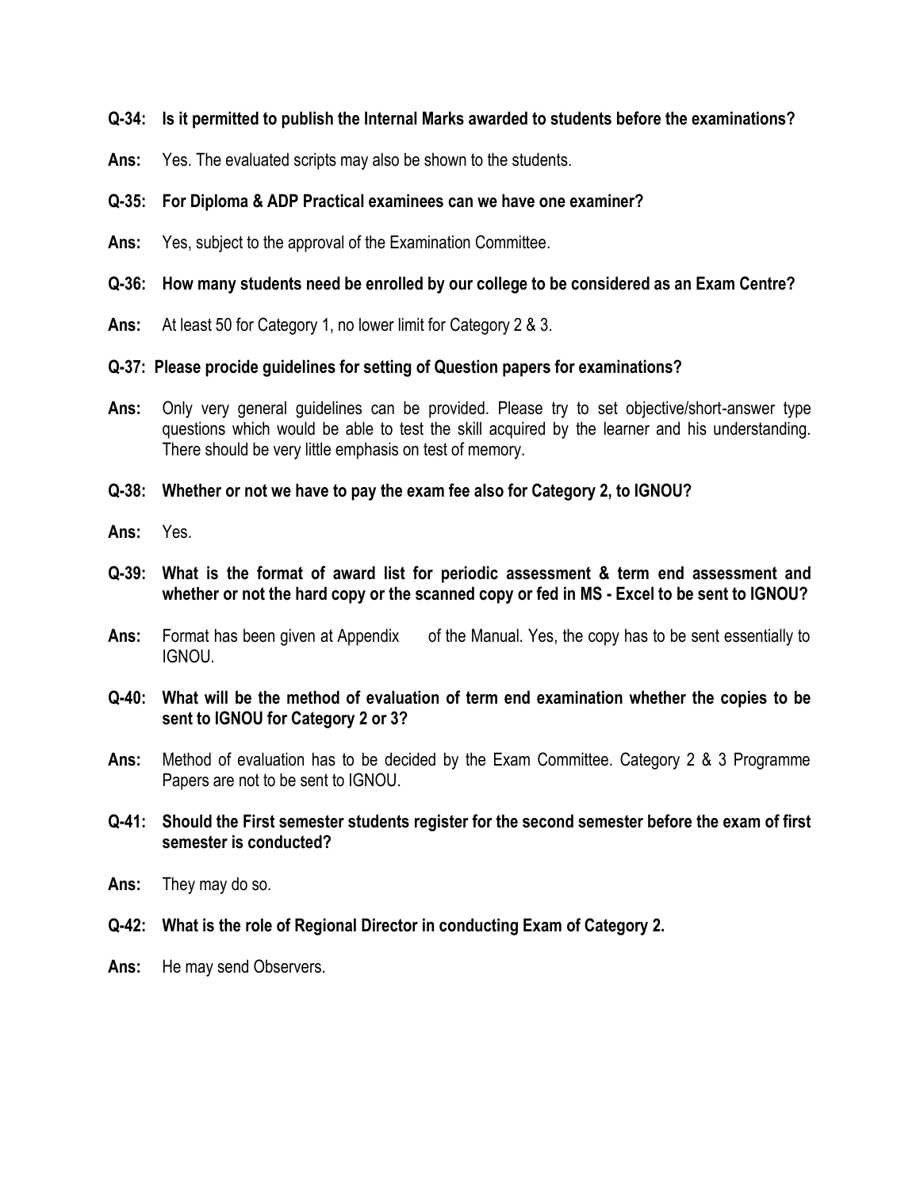**Q-34: Is it permitted to publish the Internal Marks awarded to students before the examinations?**

**Ans:** Yes. The evaluated scripts may also be shown to the students.

**Q-35: For Diploma & ADP Practical examinees can we have one examiner?**

**Ans:** Yes, subject to the approval of the Examination Committee.

**Q-36: How many students need be enrolled by our college to be considered as an Exam Centre?**

**Ans:** At least 50 for Category 1, no lower limit for Category 2 & 3.

**Q-37: Please procide guidelines for setting of Question papers for examinations?**

**Ans:** Only very general guidelines can be provided. Please try to set objective/short-answer type questions which would be able to test the skill acquired by the learner and his understanding. There should be very little emphasis on test of memory.

**Q-38: Whether or not we have to pay the exam fee also for Category 2, to IGNOU?**

**Ans:** Yes.

**Q-39: What is the format of award list for periodic assessment & term end assessment and whether or not the hard copy or the scanned copy or fed in MS - Excel to be sent to IGNOU?**

**Ans:** Format has been given at Appendix of the Manual. Yes, the copy has to be sent essentially to IGNOU.

**Q-40: What will be the method of evaluation of term end examination whether the copies to be sent to IGNOU for Category 2 or 3?**

**Ans:** Method of evaluation has to be decided by the Exam Committee. Category 2 & 3 Programme Papers are not to be sent to IGNOU.

**Q-41: Should the First semester students register for the second semester before the exam of first semester is conducted?**

**Ans:** They may do so.

**Q-42: What is the role of Regional Director in conducting Exam of Category 2.**

**Ans:** He may send Observers.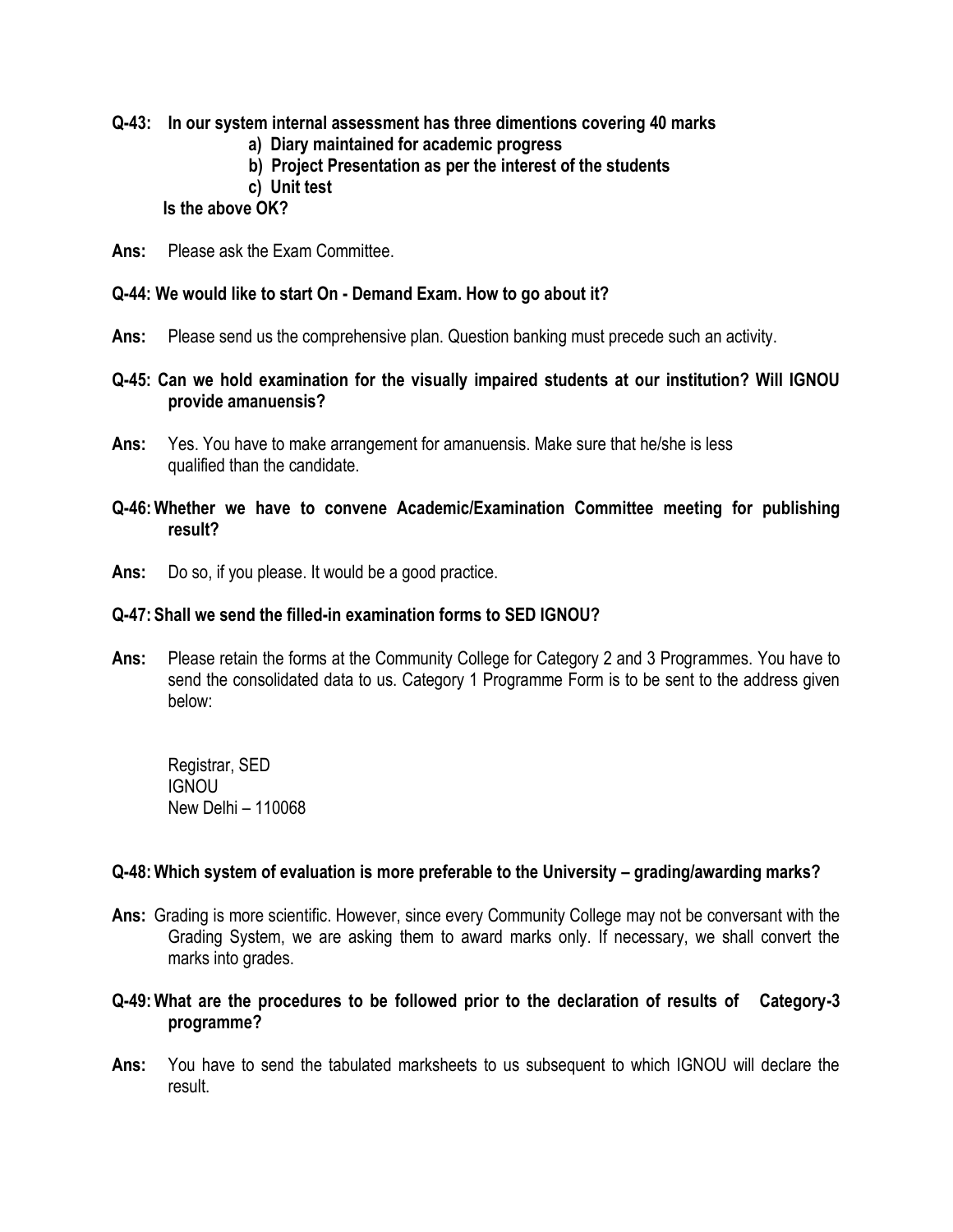**Q-43: In our system internal assessment has three dimentions covering 40 marks**

- **a) Diary maintained for academic progress**
- **b) Project Presentation as per the interest of the students**
- **c) Unit test**

**Is the above OK?**

**Ans:** Please ask the Exam Committee.

**Q-44: We would like to start On - Demand Exam. How to go about it?**

**Ans:** Please send us the comprehensive plan. Question banking must precede such an activity.

**Q-45: Can we hold examination for the visually impaired students at our institution? Will IGNOU provide amanuensis?**

**Ans:** Yes. You have to make arrangement for amanuensis. Make sure that he/she is less qualified than the candidate.

**Q-46: Whether we have to convene Academic/Examination Committee meeting for publishing result?**

**Ans:** Do so, if you please. It would be a good practice.

**Q-47: Shall we send the filled-in examination forms to SED IGNOU?**

**Ans:** Please retain the forms at the Community College for Category 2 and 3 Programmes. You have to send the consolidated data to us. Category 1 Programme Form is to be sent to the address given below:

Registrar, SED
IGNOU
New Delhi – 110068

**Q-48: Which system of evaluation is more preferable to the University – grading/awarding marks?**

**Ans:** Grading is more scientific. However, since every Community College may not be conversant with the Grading System, we are asking them to award marks only. If necessary, we shall convert the marks into grades.

**Q-49: What are the procedures to be followed prior to the declaration of results of Category-3 programme?**

**Ans:** You have to send the tabulated marksheets to us subsequent to which IGNOU will declare the result.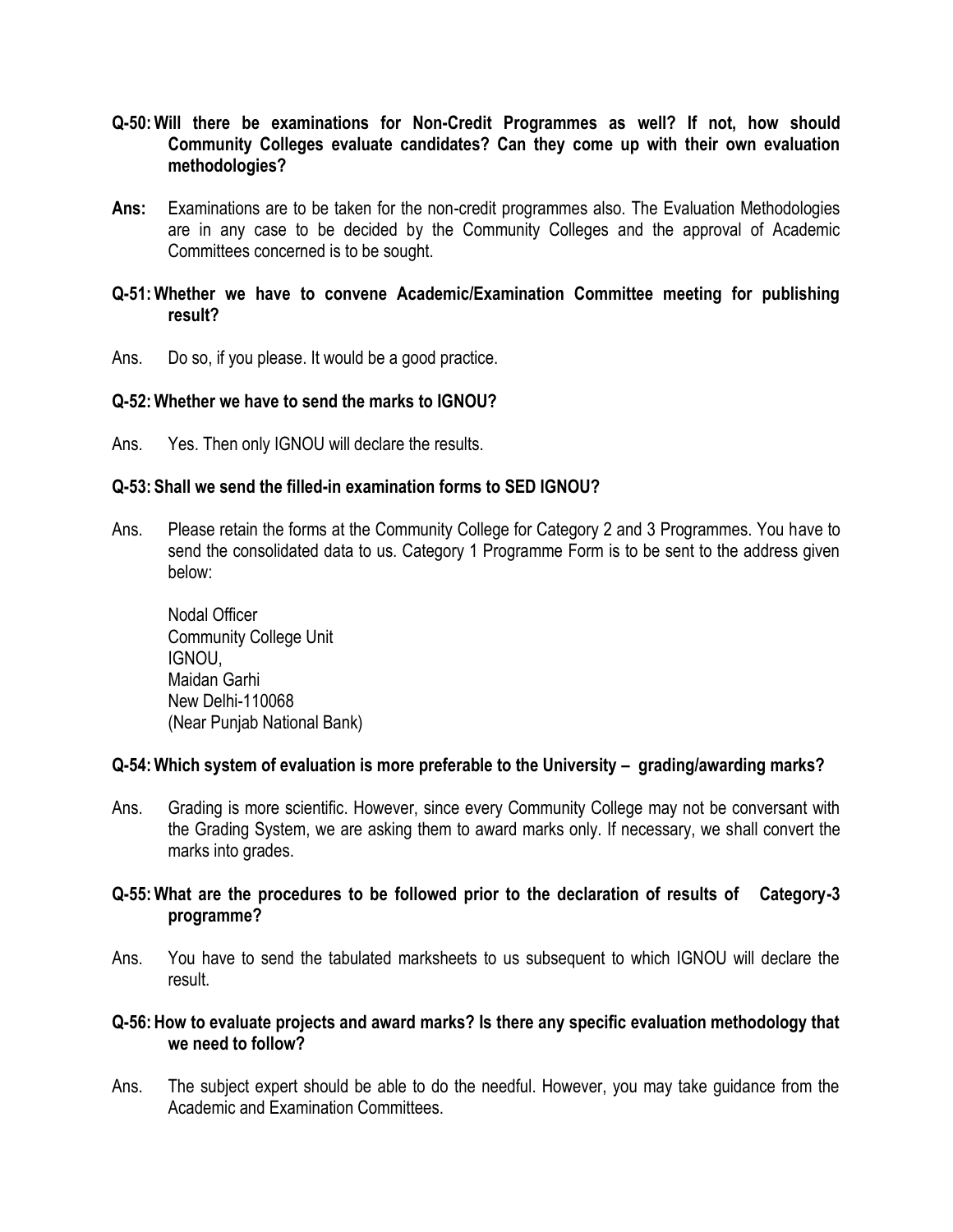**Q-50: Will there be examinations for Non-Credit Programmes as well? If not, how should Community Colleges evaluate candidates? Can they come up with their own evaluation methodologies?**

**Ans:** Examinations are to be taken for the non-credit programmes also. The Evaluation Methodologies are in any case to be decided by the Community Colleges and the approval of Academic Committees concerned is to be sought.

**Q-51: Whether we have to convene Academic/Examination Committee meeting for publishing result?**

Ans. Do so, if you please. It would be a good practice.

**Q-52: Whether we have to send the marks to IGNOU?**

Ans. Yes. Then only IGNOU will declare the results.

**Q-53: Shall we send the filled-in examination forms to SED IGNOU?**

Ans. Please retain the forms at the Community College for Category 2 and 3 Programmes. You have to send the consolidated data to us. Category 1 Programme Form is to be sent to the address given below:

Nodal Officer
Community College Unit
IGNOU,
Maidan Garhi
New Delhi-110068
(Near Punjab National Bank)

**Q-54: Which system of evaluation is more preferable to the University – grading/awarding marks?**

Ans. Grading is more scientific. However, since every Community College may not be conversant with the Grading System, we are asking them to award marks only. If necessary, we shall convert the marks into grades.

**Q-55: What are the procedures to be followed prior to the declaration of results of Category-3 programme?**

Ans. You have to send the tabulated marksheets to us subsequent to which IGNOU will declare the result.

**Q-56: How to evaluate projects and award marks? Is there any specific evaluation methodology that we need to follow?**

Ans. The subject expert should be able to do the needful. However, you may take guidance from the Academic and Examination Committees.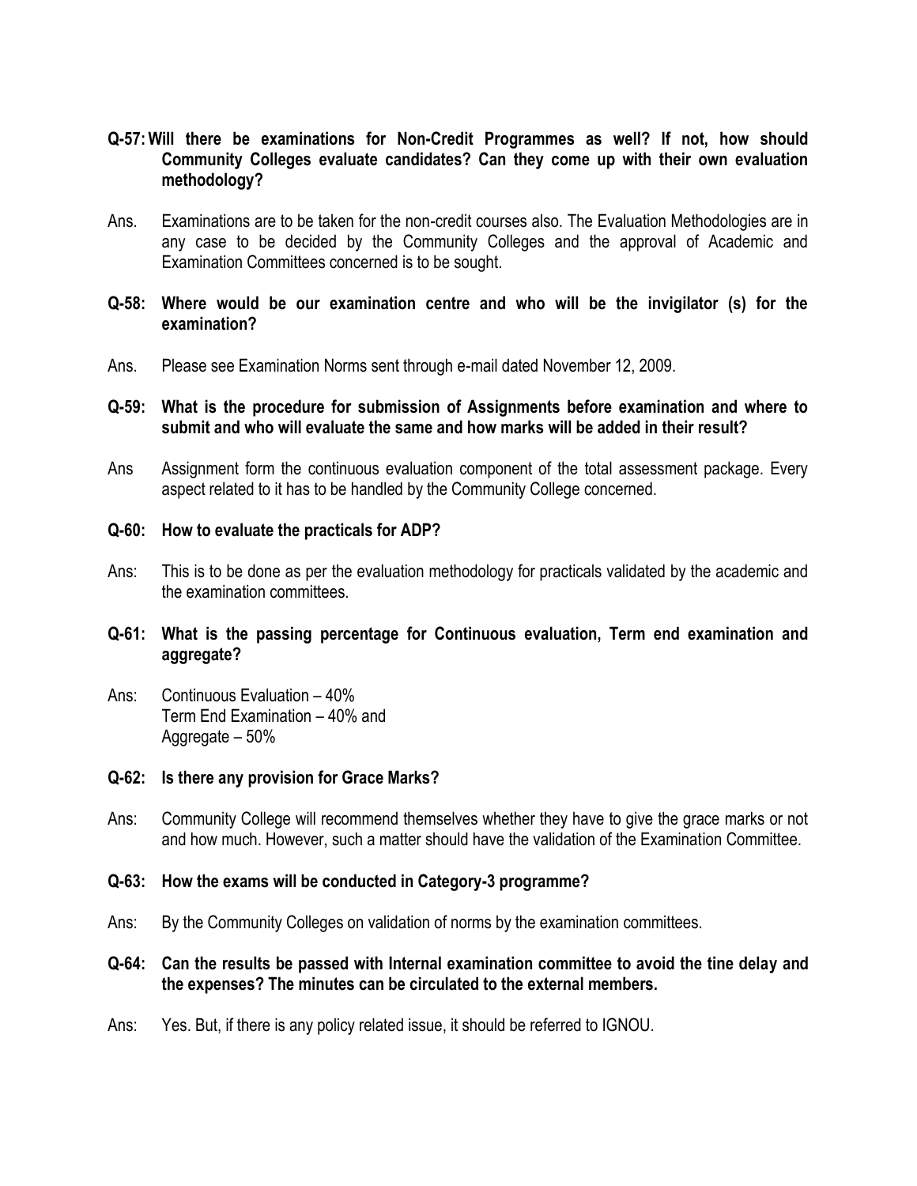**Q-57: Will there be examinations for Non-Credit Programmes as well? If not, how should Community Colleges evaluate candidates? Can they come up with their own evaluation methodology?**

Ans. Examinations are to be taken for the non-credit courses also. The Evaluation Methodologies are in any case to be decided by the Community Colleges and the approval of Academic and Examination Committees concerned is to be sought.

**Q-58: Where would be our examination centre and who will be the invigilator (s) for the examination?**

Ans. Please see Examination Norms sent through e-mail dated November 12, 2009.

**Q-59: What is the procedure for submission of Assignments before examination and where to submit and who will evaluate the same and how marks will be added in their result?**

Ans Assignment form the continuous evaluation component of the total assessment package. Every aspect related to it has to be handled by the Community College concerned.

**Q-60: How to evaluate the practicals for ADP?**

Ans: This is to be done as per the evaluation methodology for practicals validated by the academic and the examination committees.

**Q-61: What is the passing percentage for Continuous evaluation, Term end examination and aggregate?**

Ans: Continuous Evaluation – 40%
Term End Examination – 40% and
Aggregate – 50%

**Q-62: Is there any provision for Grace Marks?**

Ans: Community College will recommend themselves whether they have to give the grace marks or not and how much. However, such a matter should have the validation of the Examination Committee.

**Q-63: How the exams will be conducted in Category-3 programme?**

Ans: By the Community Colleges on validation of norms by the examination committees.

**Q-64: Can the results be passed with Internal examination committee to avoid the tine delay and the expenses? The minutes can be circulated to the external members.**

Ans: Yes. But, if there is any policy related issue, it should be referred to IGNOU.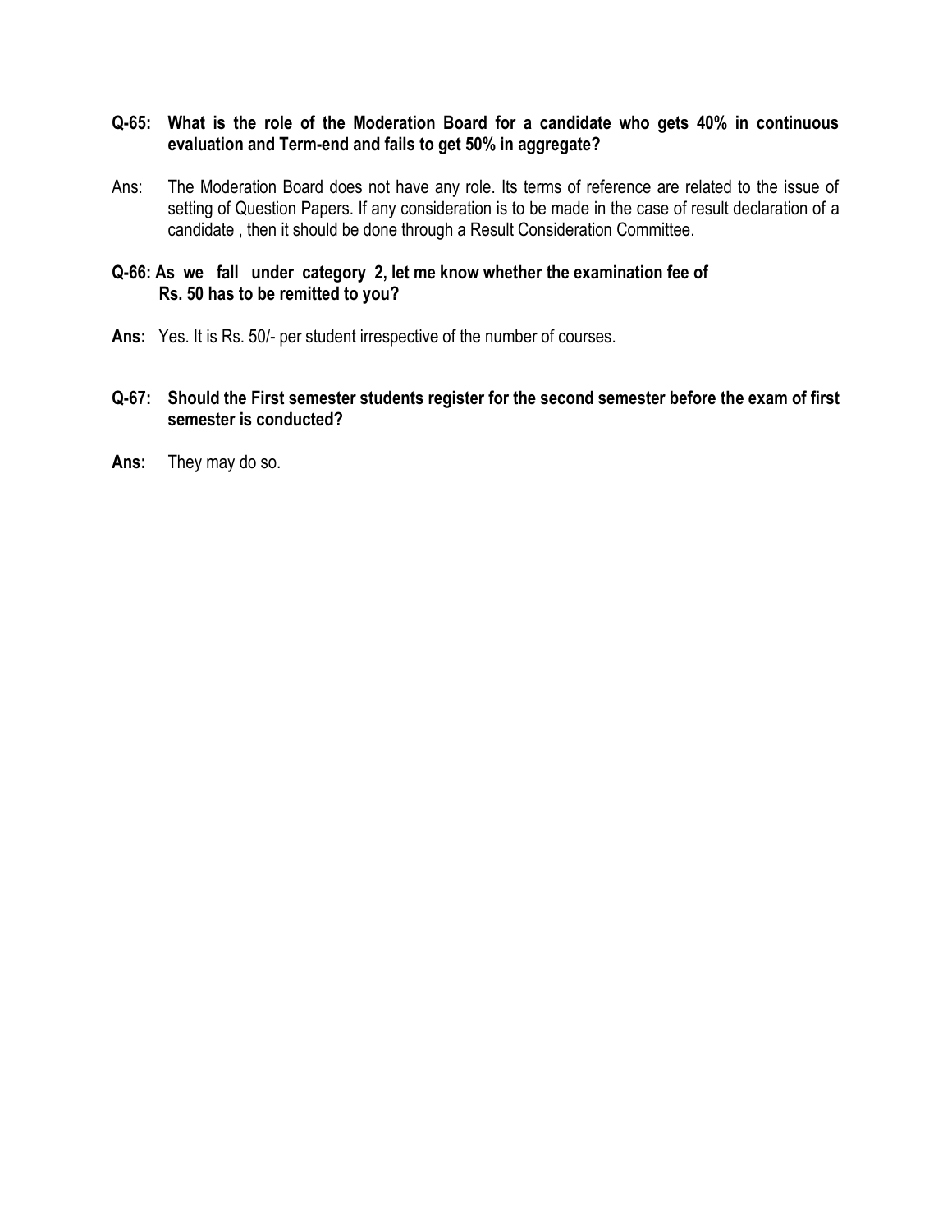**Q-65: What is the role of the Moderation Board for a candidate who gets 40% in continuous evaluation and Term-end and fails to get 50% in aggregate?**

Ans: The Moderation Board does not have any role. Its terms of reference are related to the issue of setting of Question Papers. If any consideration is to be made in the case of result declaration of a candidate , then it should be done through a Result Consideration Committee.

**Q-66: As we fall under category 2, let me know whether the examination fee of Rs. 50 has to be remitted to you?**

**Ans:** Yes. It is Rs. 50/- per student irrespective of the number of courses.

**Q-67: Should the First semester students register for the second semester before the exam of first semester is conducted?**

**Ans:** They may do so.